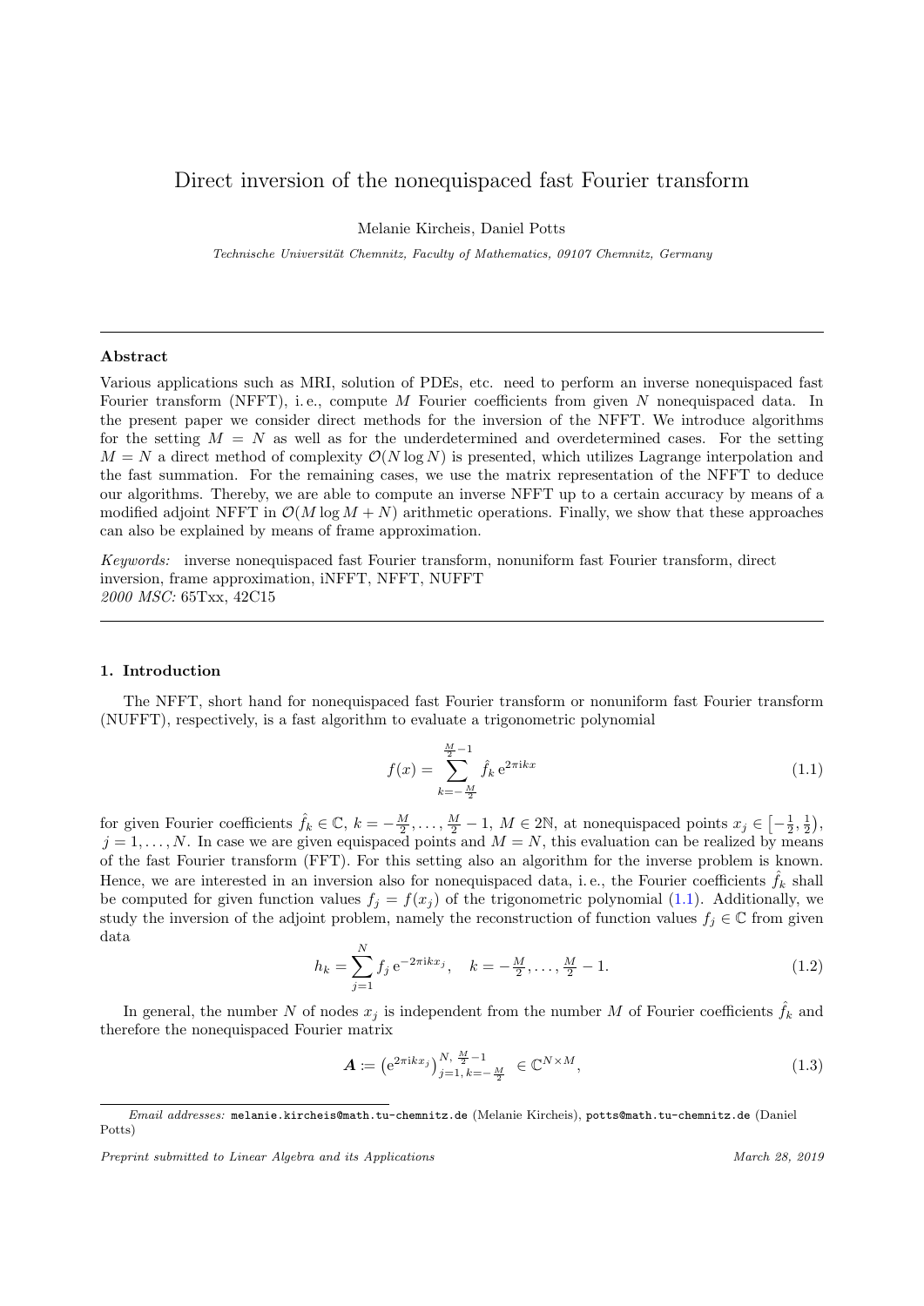# Direct inversion of the nonequispaced fast Fourier transform

Melanie Kircheis, Daniel Potts

*Technische Universität Chemnitz, Faculty of Mathematics, 09107 Chemnitz, Germany*

---

**Abstract**

Various applications such as MRI, solution of PDEs, etc. need to perform an inverse nonequispaced fast Fourier transform (NFFT), i. e., compute $M$ Fourier coefficients from given $N$ nonequispaced data. In the present paper we consider direct methods for the inversion of the NFFT. We introduce algorithms for the setting $M = N$ as well as for the underdetermined and overdetermined cases. For the setting $M = N$ a direct method of complexity $\mathcal{O}(N \log N)$ is presented, which utilizes Lagrange interpolation and the fast summation. For the remaining cases, we use the matrix representation of the NFFT to deduce our algorithms. Thereby, we are able to compute an inverse NFFT up to a certain accuracy by means of a modified adjoint NFFT in $\mathcal{O}(M \log M + N)$ arithmetic operations. Finally, we show that these approaches can also be explained by means of frame approximation.

*Keywords:* inverse nonequispaced fast Fourier transform, nonuniform fast Fourier transform, direct inversion, frame approximation, iNFFT, NFFT, NUFFT
*2000 MSC:* 65Txx, 42C15

---

## 1. Introduction

The NFFT, short hand for nonequispaced fast Fourier transform or nonuniform fast Fourier transform (NUFFT), respectively, is a fast algorithm to evaluate a trigonometric polynomial

$$f(x) = \sum_{k=-\frac{M}{2}}^{\frac{M}{2}-1} \hat{f}_k \, \mathrm{e}^{2\pi \mathrm{i} k x} \tag{1.1}$$

for given Fourier coefficients $\hat{f}_k \in \mathbb{C}$, $k = -\frac{M}{2}, \dots, \frac{M}{2}-1$, $M \in 2\mathbb{N}$, at nonequispaced points $x_j \in \left[-\frac{1}{2}, \frac{1}{2}\right)$, $j = 1, \dots, N$. In case we are given equispaced points and $M = N$, this evaluation can be realized by means of the fast Fourier transform (FFT). For this setting also an algorithm for the inverse problem is known. Hence, we are interested in an inversion also for nonequispaced data, i. e., the Fourier coefficients $\hat{f}_k$ shall be computed for given function values $f_j = f(x_j)$ of the trigonometric polynomial (1.1). Additionally, we study the inversion of the adjoint problem, namely the reconstruction of function values $f_j \in \mathbb{C}$ from given data

$$h_k = \sum_{j=1}^{N} f_j \, \mathrm{e}^{-2\pi \mathrm{i} k x_j}, \quad k = -\frac{M}{2}, \dots, \frac{M}{2}-1. \tag{1.2}$$

In general, the number $N$ of nodes $x_j$ is independent from the number $M$ of Fourier coefficients $\hat{f}_k$ and therefore the nonequispaced Fourier matrix

$$\boldsymbol{A} := \left(\mathrm{e}^{2\pi \mathrm{i} k x_j}\right)_{j=1,\, k=-\frac{M}{2}}^{N,\, \frac{M}{2}-1} \in \mathbb{C}^{N \times M}, \tag{1.3}$$

---

*Email addresses:* `melanie.kircheis@math.tu-chemnitz.de` (Melanie Kircheis), `potts@math.tu-chemnitz.de` (Daniel Potts)

*Preprint submitted to Linear Algebra and its Applications* — *March 28, 2019*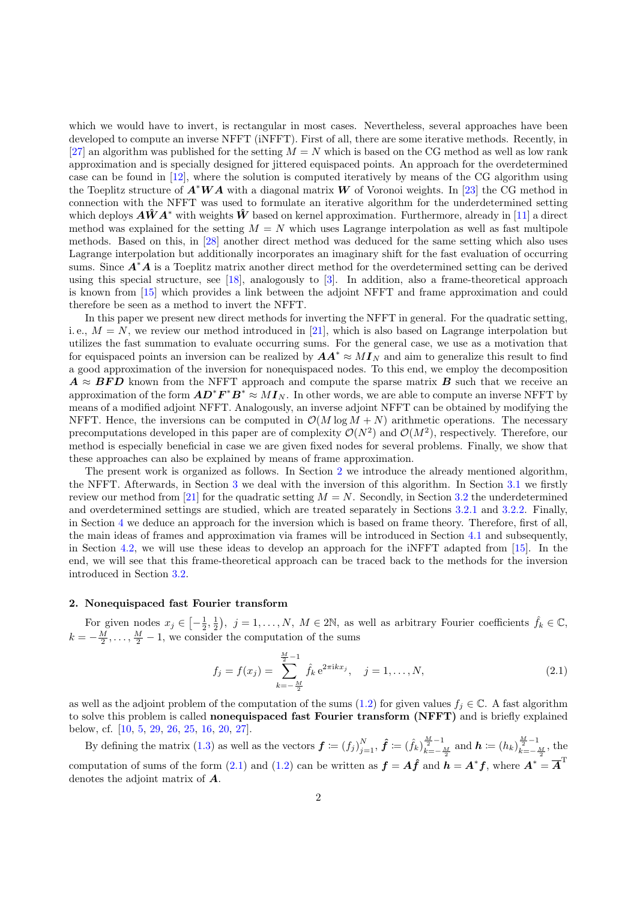which we would have to invert, is rectangular in most cases. Nevertheless, several approaches have been developed to compute an inverse NFFT (iNFFT). First of all, there are some iterative methods. Recently, in [27] an algorithm was published for the setting $M = N$ which is based on the CG method as well as low rank approximation and is specially designed for jittered equispaced points. An approach for the overdetermined case can be found in [12], where the solution is computed iteratively by means of the CG algorithm using the Toeplitz structure of $\boldsymbol{A}^*\boldsymbol{W}\boldsymbol{A}$ with a diagonal matrix $\boldsymbol{W}$ of Voronoi weights. In [23] the CG method in connection with the NFFT was used to formulate an iterative algorithm for the underdetermined setting which deploys $\boldsymbol{A}\hat{\boldsymbol{W}}\boldsymbol{A}^*$ with weights $\hat{\boldsymbol{W}}$ based on kernel approximation. Furthermore, already in [11] a direct method was explained for the setting $M = N$ which uses Lagrange interpolation as well as fast multipole methods. Based on this, in [28] another direct method was deduced for the same setting which also uses Lagrange interpolation but additionally incorporates an imaginary shift for the fast evaluation of occurring sums. Since $\boldsymbol{A}^*\boldsymbol{A}$ is a Toeplitz matrix another direct method for the overdetermined setting can be derived using this special structure, see [18], analogously to [3]. In addition, also a frame-theoretical approach is known from [15] which provides a link between the adjoint NFFT and frame approximation and could therefore be seen as a method to invert the NFFT.

In this paper we present new direct methods for inverting the NFFT in general. For the quadratic setting, i. e., $M = N$, we review our method introduced in [21], which is also based on Lagrange interpolation but utilizes the fast summation to evaluate occurring sums. For the general case, we use as a motivation that for equispaced points an inversion can be realized by $\boldsymbol{A}\boldsymbol{A}^* \approx M\boldsymbol{I}_N$ and aim to generalize this result to find a good approximation of the inversion for nonequispaced nodes. To this end, we employ the decomposition $\boldsymbol{A} \approx \boldsymbol{B}\boldsymbol{F}\boldsymbol{D}$ known from the NFFT approach and compute the sparse matrix $\boldsymbol{B}$ such that we receive an approximation of the form $\boldsymbol{A}\boldsymbol{D}^*\boldsymbol{F}^*\boldsymbol{B}^* \approx M\boldsymbol{I}_N$. In other words, we are able to compute an inverse NFFT by means of a modified adjoint NFFT. Analogously, an inverse adjoint NFFT can be obtained by modifying the NFFT. Hence, the inversions can be computed in $\mathcal{O}(M \log M + N)$ arithmetic operations. The necessary precomputations developed in this paper are of complexity $\mathcal{O}(N^2)$ and $\mathcal{O}(M^2)$, respectively. Therefore, our method is especially beneficial in case we are given fixed nodes for several problems. Finally, we show that these approaches can also be explained by means of frame approximation.

The present work is organized as follows. In Section 2 we introduce the already mentioned algorithm, the NFFT. Afterwards, in Section 3 we deal with the inversion of this algorithm. In Section 3.1 we firstly review our method from [21] for the quadratic setting $M = N$. Secondly, in Section 3.2 the underdetermined and overdetermined settings are studied, which are treated separately in Sections 3.2.1 and 3.2.2. Finally, in Section 4 we deduce an approach for the inversion which is based on frame theory. Therefore, first of all, the main ideas of frames and approximation via frames will be introduced in Section 4.1 and subsequently, in Section 4.2, we will use these ideas to develop an approach for the iNFFT adapted from [15]. In the end, we will see that this frame-theoretical approach can be traced back to the methods for the inversion introduced in Section 3.2.

## 2. Nonequispaced fast Fourier transform

For given nodes $x_j \in \left[-\frac{1}{2}, \frac{1}{2}\right),\ j = 1, \ldots, N,\ M \in 2\mathbb{N}$, as well as arbitrary Fourier coefficients $\hat{f}_k \in \mathbb{C}$, $k = -\frac{M}{2}, \ldots, \frac{M}{2} - 1$, we consider the computation of the sums

$$f_j = f(x_j) = \sum_{k=-\frac{M}{2}}^{\frac{M}{2}-1} \hat{f}_k \,\mathrm{e}^{2\pi\mathrm{i}kx_j}, \quad j = 1, \ldots, N, \tag{2.1}$$

as well as the adjoint problem of the computation of the sums (1.2) for given values $f_j \in \mathbb{C}$. A fast algorithm to solve this problem is called **nonequispaced fast Fourier transform (NFFT)** and is briefly explained below, cf. [10, 5, 29, 26, 25, 16, 20, 27].

By defining the matrix (1.3) as well as the vectors $\boldsymbol{f} \coloneqq (f_j)_{j=1}^N$, $\hat{\boldsymbol{f}} \coloneqq (\hat{f}_k)_{k=-\frac{M}{2}}^{\frac{M}{2}-1}$ and $\boldsymbol{h} \coloneqq (h_k)_{k=-\frac{M}{2}}^{\frac{M}{2}-1}$, the computation of sums of the form (2.1) and (1.2) can be written as $\boldsymbol{f} = \boldsymbol{A}\hat{\boldsymbol{f}}$ and $\boldsymbol{h} = \boldsymbol{A}^*\boldsymbol{f}$, where $\boldsymbol{A}^* = \overline{\boldsymbol{A}}^{\mathrm{T}}$ denotes the adjoint matrix of $\boldsymbol{A}$.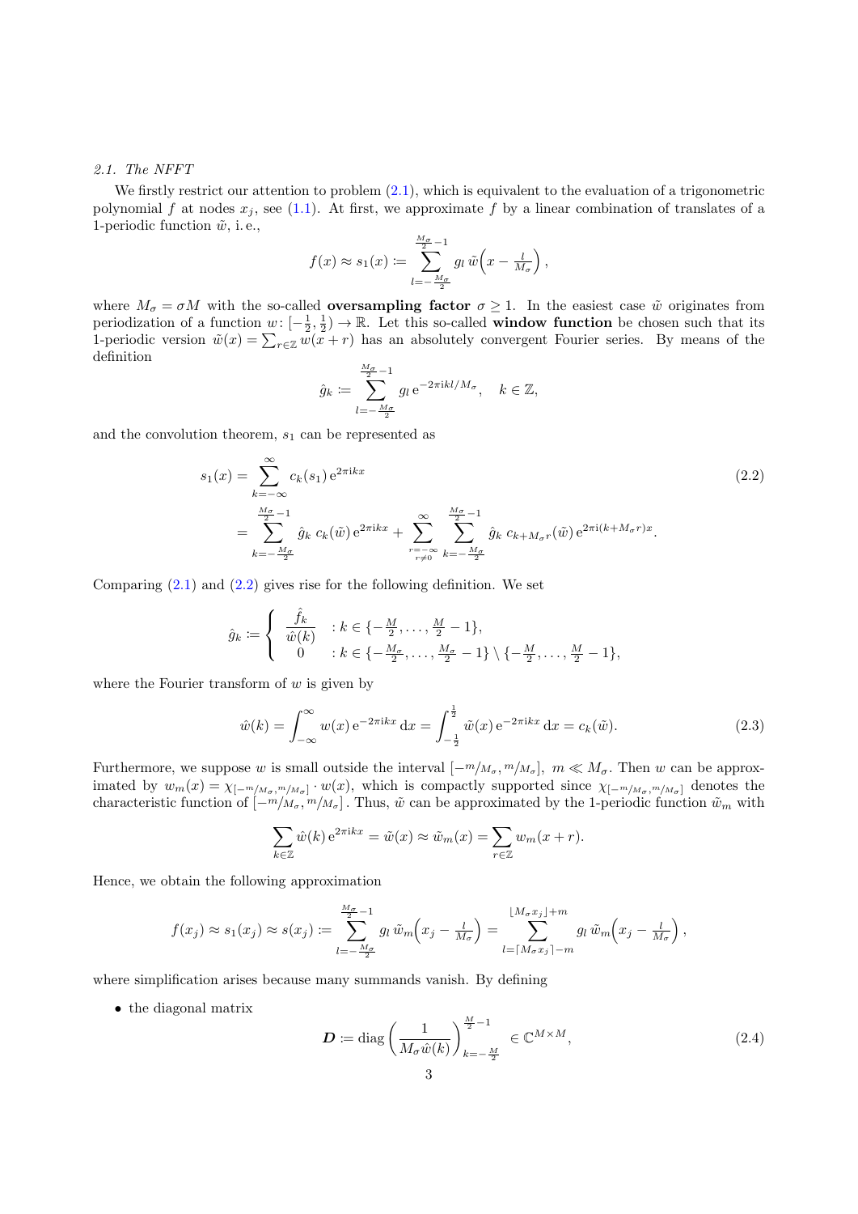### 2.1. The NFFT

We firstly restrict our attention to problem (2.1), which is equivalent to the evaluation of a trigonometric polynomial $f$ at nodes $x_j$, see (1.1). At first, we approximate $f$ by a linear combination of translates of a 1-periodic function $\tilde{w}$, i. e.,

$$f(x) \approx s_1(x) := \sum_{l=-\frac{M_\sigma}{2}}^{\frac{M_\sigma}{2}-1} g_l \, \tilde{w}\Big(x - \tfrac{l}{M_\sigma}\Big)\,,$$

where $M_\sigma = \sigma M$ with the so-called **oversampling factor** $\sigma \geq 1$. In the easiest case $\tilde{w}$ originates from periodization of a function $w\colon [-\frac{1}{2}, \frac{1}{2}) \to \mathbb{R}$. Let this so-called **window function** be chosen such that its 1-periodic version $\tilde{w}(x) = \sum_{r\in\mathbb{Z}} w(x+r)$ has an absolutely convergent Fourier series. By means of the definition

$$\hat{g}_k := \sum_{l=-\frac{M_\sigma}{2}}^{\frac{M_\sigma}{2}-1} g_l \, \mathrm{e}^{-2\pi \mathrm{i} kl/M_\sigma}, \quad k \in \mathbb{Z},$$

and the convolution theorem, $s_1$ can be represented as

$$\begin{aligned} s_1(x) &= \sum_{k=-\infty}^{\infty} c_k(s_1)\, \mathrm{e}^{2\pi \mathrm{i} kx} \\ &= \sum_{k=-\frac{M_\sigma}{2}}^{\frac{M_\sigma}{2}-1} \hat{g}_k \, c_k(\tilde{w})\, \mathrm{e}^{2\pi \mathrm{i} kx} + \sum_{\substack{r=-\infty \\ r\neq 0}}^{\infty} \sum_{k=-\frac{M_\sigma}{2}}^{\frac{M_\sigma}{2}-1} \hat{g}_k \, c_{k+M_\sigma r}(\tilde{w})\, \mathrm{e}^{2\pi \mathrm{i}(k+M_\sigma r)x}. \end{aligned} \tag{2.2}$$

Comparing (2.1) and (2.2) gives rise for the following definition. We set

$$\hat{g}_k := \begin{cases} \dfrac{\hat{f}_k}{\hat{w}(k)} & : k \in \{-\frac{M}{2}, \dots, \frac{M}{2}-1\}, \\ 0 & : k \in \{-\frac{M_\sigma}{2}, \dots, \frac{M_\sigma}{2}-1\} \setminus \{-\frac{M}{2}, \dots, \frac{M}{2}-1\}, \end{cases}$$

where the Fourier transform of $w$ is given by

$$\hat{w}(k) = \int_{-\infty}^{\infty} w(x)\, \mathrm{e}^{-2\pi \mathrm{i} kx}\, \mathrm{d}x = \int_{-\frac{1}{2}}^{\frac{1}{2}} \tilde{w}(x)\, \mathrm{e}^{-2\pi \mathrm{i} kx}\, \mathrm{d}x = c_k(\tilde{w}). \tag{2.3}$$

Furthermore, we suppose $w$ is small outside the interval $[-m/M_\sigma, m/M_\sigma]$, $m \ll M_\sigma$. Then $w$ can be approximated by $w_m(x) = \chi_{[-m/M_\sigma, m/M_\sigma]} \cdot w(x)$, which is compactly supported since $\chi_{[-m/M_\sigma, m/M_\sigma]}$ denotes the characteristic function of $[-m/M_\sigma, m/M_\sigma]$. Thus, $\tilde{w}$ can be approximated by the 1-periodic function $\tilde{w}_m$ with

$$\sum_{k\in\mathbb{Z}} \hat{w}(k)\, \mathrm{e}^{2\pi \mathrm{i} kx} = \tilde{w}(x) \approx \tilde{w}_m(x) = \sum_{r\in\mathbb{Z}} w_m(x+r).$$

Hence, we obtain the following approximation

$$f(x_j) \approx s_1(x_j) \approx s(x_j) := \sum_{l=-\frac{M_\sigma}{2}}^{\frac{M_\sigma}{2}-1} g_l \, \tilde{w}_m\Big(x_j - \tfrac{l}{M_\sigma}\Big) = \sum_{l=\lceil M_\sigma x_j \rceil - m}^{\lfloor M_\sigma x_j \rfloor + m} g_l \, \tilde{w}_m\Big(x_j - \tfrac{l}{M_\sigma}\Big)\,,$$

where simplification arises because many summands vanish. By defining

- the diagonal matrix

$$\boldsymbol{D} := \operatorname{diag}\left(\frac{1}{M_\sigma \hat{w}(k)}\right)_{k=-\frac{M}{2}}^{\frac{M}{2}-1} \in \mathbb{C}^{M\times M}, \tag{2.4}$$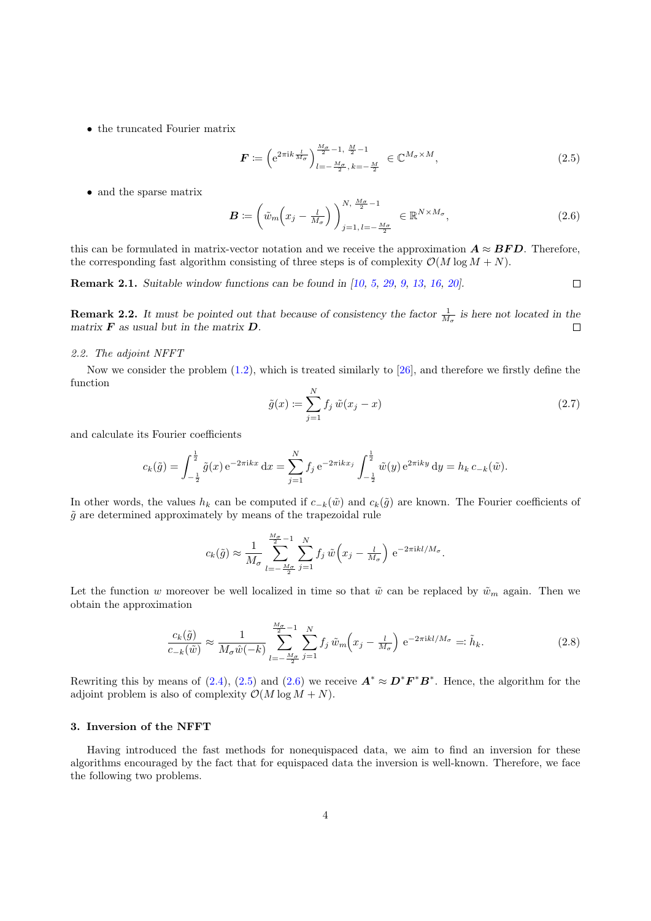- the truncated Fourier matrix

$$\boldsymbol{F} \coloneqq \left(\mathrm{e}^{2\pi\mathrm{i}k\frac{l}{M_\sigma}}\right)_{l=-\frac{M_\sigma}{2},\, k=-\frac{M}{2}}^{\frac{M_\sigma}{2}-1,\, \frac{M}{2}-1} \in \mathbb{C}^{M_\sigma \times M}, \tag{2.5}$$

- and the sparse matrix

$$\boldsymbol{B} \coloneqq \left(\tilde{w}_m\!\left(x_j - \tfrac{l}{M_\sigma}\right)\right)_{j=1,\, l=-\frac{M_\sigma}{2}}^{N,\, \frac{M_\sigma}{2}-1} \in \mathbb{R}^{N \times M_\sigma}, \tag{2.6}$$

this can be formulated in matrix-vector notation and we receive the approximation $\boldsymbol{A} \approx \boldsymbol{BFD}$. Therefore, the corresponding fast algorithm consisting of three steps is of complexity $\mathcal{O}(M \log M + N)$.

**Remark 2.1.** *Suitable window functions can be found in [10, 5, 29, 9, 13, 16, 20].* □

**Remark 2.2.** *It must be pointed out that because of consistency the factor $\frac{1}{M_\sigma}$ is here not located in the matrix $\boldsymbol{F}$ as usual but in the matrix $\boldsymbol{D}$.* □

### *2.2. The adjoint NFFT*

Now we consider the problem (1.2), which is treated similarly to [26], and therefore we firstly define the function

$$\tilde{g}(x) \coloneqq \sum_{j=1}^{N} f_j\, \tilde{w}(x_j - x) \tag{2.7}$$

and calculate its Fourier coefficients

$$c_k(\tilde{g}) = \int_{-\frac{1}{2}}^{\frac{1}{2}} \tilde{g}(x)\, \mathrm{e}^{-2\pi\mathrm{i}kx}\, \mathrm{d}x = \sum_{j=1}^{N} f_j\, \mathrm{e}^{-2\pi\mathrm{i}kx_j} \int_{-\frac{1}{2}}^{\frac{1}{2}} \tilde{w}(y)\, \mathrm{e}^{2\pi\mathrm{i}ky}\, \mathrm{d}y = h_k\, c_{-k}(\tilde{w}).$$

In other words, the values $h_k$ can be computed if $c_{-k}(\tilde{w})$ and $c_k(\tilde{g})$ are known. The Fourier coefficients of $\tilde{g}$ are determined approximately by means of the trapezoidal rule

$$c_k(\tilde{g}) \approx \frac{1}{M_\sigma} \sum_{l=-\frac{M_\sigma}{2}}^{\frac{M_\sigma}{2}-1} \sum_{j=1}^{N} f_j\, \tilde{w}\!\left(x_j - \tfrac{l}{M_\sigma}\right)\, \mathrm{e}^{-2\pi\mathrm{i}kl/M_\sigma}.$$

Let the function $w$ moreover be well localized in time so that $\tilde{w}$ can be replaced by $\tilde{w}_m$ again. Then we obtain the approximation

$$\frac{c_k(\tilde{g})}{c_{-k}(\tilde{w})} \approx \frac{1}{M_\sigma \hat{w}(-k)} \sum_{l=-\frac{M_\sigma}{2}}^{\frac{M_\sigma}{2}-1} \sum_{j=1}^{N} f_j\, \tilde{w}_m\!\left(x_j - \tfrac{l}{M_\sigma}\right)\, \mathrm{e}^{-2\pi\mathrm{i}kl/M_\sigma} \eqqcolon \tilde{h}_k. \tag{2.8}$$

Rewriting this by means of (2.4), (2.5) and (2.6) we receive $\boldsymbol{A}^* \approx \boldsymbol{D}^*\boldsymbol{F}^*\boldsymbol{B}^*$. Hence, the algorithm for the adjoint problem is also of complexity $\mathcal{O}(M \log M + N)$.

## 3. Inversion of the NFFT

Having introduced the fast methods for nonequispaced data, we aim to find an inversion for these algorithms encouraged by the fact that for equispaced data the inversion is well-known. Therefore, we face the following two problems.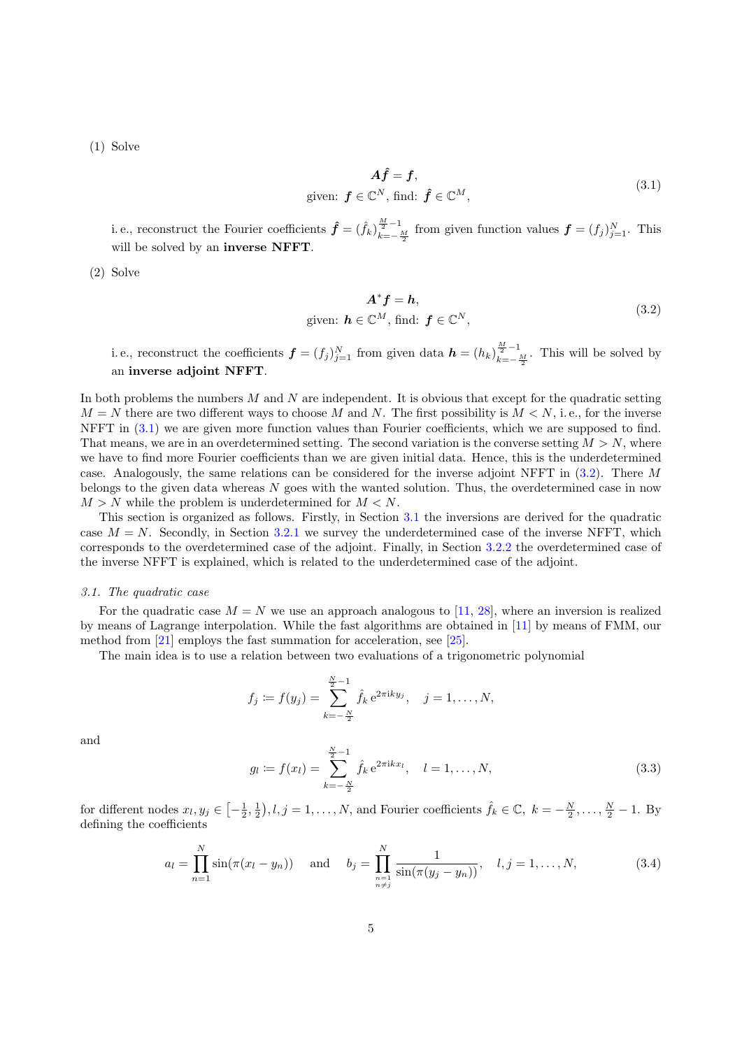(1) Solve

$$\begin{gathered}\boldsymbol{A}\hat{\boldsymbol{f}} = \boldsymbol{f}, \\ \text{given: } \boldsymbol{f} \in \mathbb{C}^N, \text{ find: } \hat{\boldsymbol{f}} \in \mathbb{C}^M,\end{gathered} \tag{3.1}$$

i. e., reconstruct the Fourier coefficients $\hat{\boldsymbol{f}} = (\hat{f}_k)_{k=-\frac{M}{2}}^{\frac{M}{2}-1}$ from given function values $\boldsymbol{f} = (f_j)_{j=1}^N$. This will be solved by an **inverse NFFT**.

(2) Solve

$$\begin{gathered}\boldsymbol{A}^*\boldsymbol{f} = \boldsymbol{h}, \\ \text{given: } \boldsymbol{h} \in \mathbb{C}^M, \text{ find: } \boldsymbol{f} \in \mathbb{C}^N,\end{gathered} \tag{3.2}$$

i. e., reconstruct the coefficients $\boldsymbol{f} = (f_j)_{j=1}^N$ from given data $\boldsymbol{h} = (h_k)_{k=-\frac{M}{2}}^{\frac{M}{2}-1}$. This will be solved by an **inverse adjoint NFFT**.

In both problems the numbers $M$ and $N$ are independent. It is obvious that except for the quadratic setting $M = N$ there are two different ways to choose $M$ and $N$. The first possibility is $M < N$, i. e., for the inverse NFFT in (3.1) we are given more function values than Fourier coefficients, which we are supposed to find. That means, we are in an overdetermined setting. The second variation is the converse setting $M > N$, where we have to find more Fourier coefficients than we are given initial data. Hence, this is the underdetermined case. Analogously, the same relations can be considered for the inverse adjoint NFFT in (3.2). There $M$ belongs to the given data whereas $N$ goes with the wanted solution. Thus, the overdetermined case in now $M > N$ while the problem is underdetermined for $M < N$.

This section is organized as follows. Firstly, in Section 3.1 the inversions are derived for the quadratic case $M = N$. Secondly, in Section 3.2.1 we survey the underdetermined case of the inverse NFFT, which corresponds to the overdetermined case of the adjoint. Finally, in Section 3.2.2 the overdetermined case of the inverse NFFT is explained, which is related to the underdetermined case of the adjoint.

### *3.1. The quadratic case*

For the quadratic case $M = N$ we use an approach analogous to [11, 28], where an inversion is realized by means of Lagrange interpolation. While the fast algorithms are obtained in [11] by means of FMM, our method from [21] employs the fast summation for acceleration, see [25].

The main idea is to use a relation between two evaluations of a trigonometric polynomial

$$f_j := f(y_j) = \sum_{k=-\frac{N}{2}}^{\frac{N}{2}-1} \hat{f}_k \, \mathrm{e}^{2\pi \mathrm{i} k y_j}, \quad j = 1, \dots, N,$$

and

$$g_l := f(x_l) = \sum_{k=-\frac{N}{2}}^{\frac{N}{2}-1} \hat{f}_k \, \mathrm{e}^{2\pi \mathrm{i} k x_l}, \quad l = 1, \dots, N, \tag{3.3}$$

for different nodes $x_l, y_j \in \left[-\frac{1}{2}, \frac{1}{2}\right), l, j = 1, \dots, N$, and Fourier coefficients $\hat{f}_k \in \mathbb{C},\ k = -\frac{N}{2}, \dots, \frac{N}{2} - 1$. By defining the coefficients

$$a_l = \prod_{n=1}^{N} \sin(\pi(x_l - y_n)) \quad \text{and} \quad b_j = \prod_{\substack{n=1 \\ n \neq j}}^{N} \frac{1}{\sin(\pi(y_j - y_n))}, \quad l, j = 1, \dots, N, \tag{3.4}$$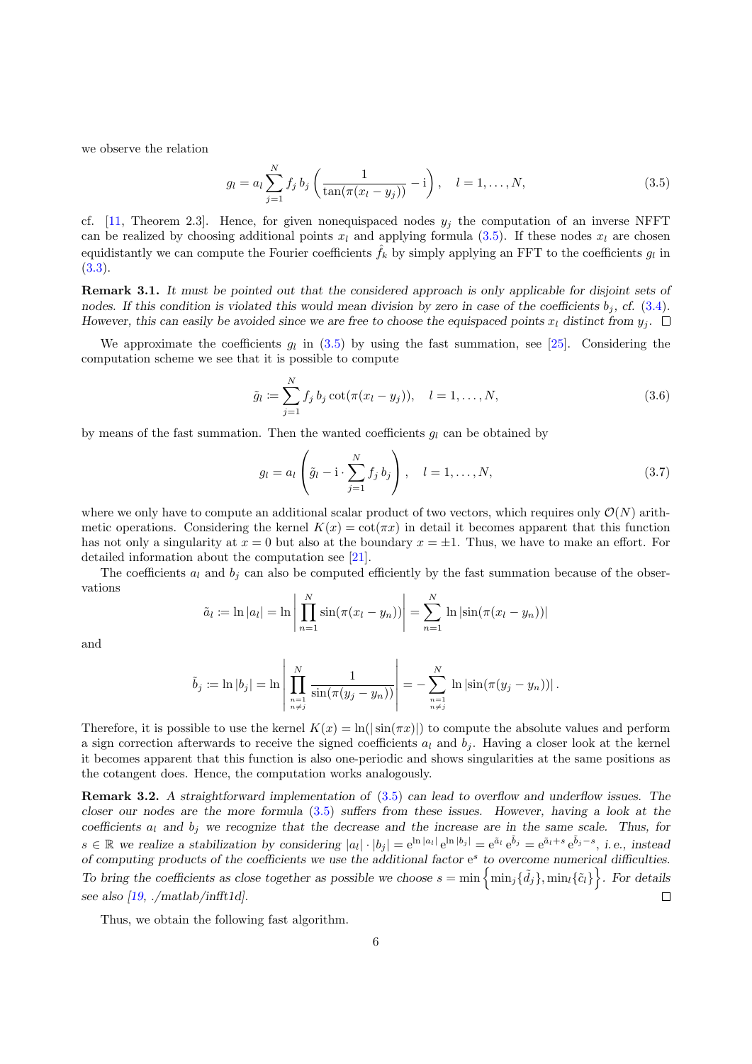we observe the relation

$$g_l = a_l \sum_{j=1}^{N} f_j \, b_j \left( \frac{1}{\tan(\pi(x_l - y_j))} - \mathrm{i} \right), \quad l = 1, \dots, N, \tag{3.5}$$

cf. [11, Theorem 2.3]. Hence, for given nonequispaced nodes $y_j$ the computation of an inverse NFFT can be realized by choosing additional points $x_l$ and applying formula (3.5). If these nodes $x_l$ are chosen equidistantly we can compute the Fourier coefficients $\hat{f}_k$ by simply applying an FFT to the coefficients $g_l$ in (3.3).

**Remark 3.1.** *It must be pointed out that the considered approach is only applicable for disjoint sets of nodes. If this condition is violated this would mean division by zero in case of the coefficients $b_j$, cf. (3.4). However, this can easily be avoided since we are free to choose the equispaced points $x_l$ distinct from $y_j$.* □

We approximate the coefficients $g_l$ in (3.5) by using the fast summation, see [25]. Considering the computation scheme we see that it is possible to compute

$$\tilde{g}_l := \sum_{j=1}^{N} f_j \, b_j \cot(\pi(x_l - y_j)), \quad l = 1, \dots, N, \tag{3.6}$$

by means of the fast summation. Then the wanted coefficients $g_l$ can be obtained by

$$g_l = a_l \left( \tilde{g}_l - \mathrm{i} \cdot \sum_{j=1}^{N} f_j \, b_j \right), \quad l = 1, \dots, N, \tag{3.7}$$

where we only have to compute an additional scalar product of two vectors, which requires only $\mathcal{O}(N)$ arithmetic operations. Considering the kernel $K(x) = \cot(\pi x)$ in detail it becomes apparent that this function has not only a singularity at $x = 0$ but also at the boundary $x = \pm 1$. Thus, we have to make an effort. For detailed information about the computation see [21].

The coefficients $a_l$ and $b_j$ can also be computed efficiently by the fast summation because of the observations

$$\tilde{a}_l := \ln |a_l| = \ln \left| \prod_{n=1}^{N} \sin(\pi(x_l - y_n)) \right| = \sum_{n=1}^{N} \ln |\sin(\pi(x_l - y_n))|$$

and

$$\tilde{b}_j := \ln |b_j| = \ln \left| \prod_{\substack{n=1 \\ n \neq j}}^{N} \frac{1}{\sin(\pi(y_j - y_n))} \right| = - \sum_{\substack{n=1 \\ n \neq j}}^{N} \ln |\sin(\pi(y_j - y_n))| \, .$$

Therefore, it is possible to use the kernel $K(x) = \ln(|\sin(\pi x)|)$ to compute the absolute values and perform a sign correction afterwards to receive the signed coefficients $a_l$ and $b_j$. Having a closer look at the kernel it becomes apparent that this function is also one-periodic and shows singularities at the same positions as the cotangent does. Hence, the computation works analogously.

**Remark 3.2.** *A straightforward implementation of (3.5) can lead to overflow and underflow issues. The closer our nodes are the more formula (3.5) suffers from these issues. However, having a look at the coefficients $a_l$ and $b_j$ we recognize that the decrease and the increase are in the same scale. Thus, for $s \in \mathbb{R}$ we realize a stabilization by considering $|a_l| \cdot |b_j| = \mathrm{e}^{\ln |a_l|} \, \mathrm{e}^{\ln |b_j|} = \mathrm{e}^{\tilde{a}_l} \, \mathrm{e}^{\tilde{b}_j} = \mathrm{e}^{\tilde{a}_l + s} \, \mathrm{e}^{\tilde{b}_j - s}$, i. e., instead of computing products of the coefficients we use the additional factor $\mathrm{e}^s$ to overcome numerical difficulties. To bring the coefficients as close together as possible we choose $s = \min \left\{ \min_j \{\tilde{d}_j\}, \min_l \{\tilde{c}_l\} \right\}$. For details see also [19, ./matlab/infft1d].* □

Thus, we obtain the following fast algorithm.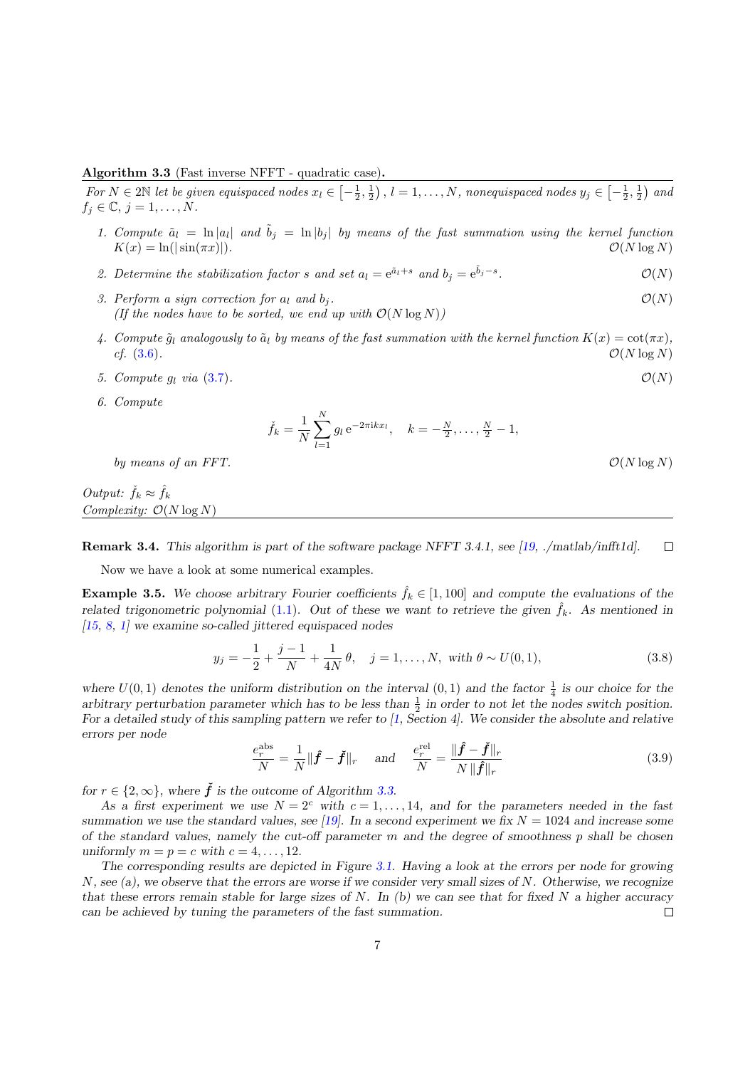**Algorithm 3.3** (Fast inverse NFFT - quadratic case).

*For $N \in 2\mathbb{N}$ let be given equispaced nodes $x_l \in \left[-\frac{1}{2}, \frac{1}{2}\right)$, $l = 1, \ldots, N$, nonequispaced nodes $y_j \in \left[-\frac{1}{2}, \frac{1}{2}\right)$ and $f_j \in \mathbb{C}$, $j = 1, \ldots, N$.*

1. *Compute $\tilde{a}_l = \ln|a_l|$ and $\tilde{b}_j = \ln|b_j|$ by means of the fast summation using the kernel function $K(x) = \ln(|\sin(\pi x)|)$.* $\mathcal{O}(N \log N)$
2. *Determine the stabilization factor $s$ and set $a_l = \mathrm{e}^{\tilde{a}_l + s}$ and $b_j = \mathrm{e}^{\tilde{b}_j - s}$.* $\mathcal{O}(N)$
3. *Perform a sign correction for $a_l$ and $b_j$.* $\mathcal{O}(N)$
   *(If the nodes have to be sorted, we end up with $\mathcal{O}(N \log N)$)*
4. *Compute $\tilde{g}_l$ analogously to $\tilde{a}_l$ by means of the fast summation with the kernel function $K(x) = \cot(\pi x)$, cf. (3.6).* $\mathcal{O}(N \log N)$
5. *Compute $g_l$ via (3.7).* $\mathcal{O}(N)$
6. *Compute*
$$\check{f}_k = \frac{1}{N}\sum_{l=1}^{N} g_l \,\mathrm{e}^{-2\pi \mathrm{i} k x_l}, \quad k = -\tfrac{N}{2}, \ldots, \tfrac{N}{2} - 1,$$
   *by means of an FFT.* $\mathcal{O}(N \log N)$

*Output: $\check{f}_k \approx \hat{f}_k$*
*Complexity: $\mathcal{O}(N \log N)$*

**Remark 3.4.** *This algorithm is part of the software package NFFT 3.4.1, see [19, ./matlab/infft1d].* □

Now we have a look at some numerical examples.

**Example 3.5.** *We choose arbitrary Fourier coefficients $\hat{f}_k \in [1, 100]$ and compute the evaluations of the related trigonometric polynomial (1.1). Out of these we want to retrieve the given $\hat{f}_k$. As mentioned in [15, 8, 1] we examine so-called jittered equispaced nodes*

$$y_j = -\frac{1}{2} + \frac{j-1}{N} + \frac{1}{4N}\,\theta, \quad j = 1, \ldots, N, \text{ with } \theta \sim U(0,1), \tag{3.8}$$

*where $U(0,1)$ denotes the uniform distribution on the interval $(0,1)$ and the factor $\frac{1}{4}$ is our choice for the arbitrary perturbation parameter which has to be less than $\frac{1}{2}$ in order to not let the nodes switch position. For a detailed study of this sampling pattern we refer to [1, Section 4]. We consider the absolute and relative errors per node*

$$\frac{e_r^{\text{abs}}}{N} = \frac{1}{N}\|\hat{\boldsymbol{f}} - \check{\boldsymbol{f}}\|_r \quad \text{and} \quad \frac{e_r^{\text{rel}}}{N} = \frac{\|\hat{\boldsymbol{f}} - \check{\boldsymbol{f}}\|_r}{N\,\|\hat{\boldsymbol{f}}\|_r} \tag{3.9}$$

*for $r \in \{2, \infty\}$, where $\check{\boldsymbol{f}}$ is the outcome of Algorithm 3.3.*

*As a first experiment we use $N = 2^c$ with $c = 1, \ldots, 14$, and for the parameters needed in the fast summation we use the standard values, see [19]. In a second experiment we fix $N = 1024$ and increase some of the standard values, namely the cut-off parameter $m$ and the degree of smoothness $p$ shall be chosen uniformly $m = p = c$ with $c = 4, \ldots, 12$.*

*The corresponding results are depicted in Figure 3.1. Having a look at the errors per node for growing $N$, see (a), we observe that the errors are worse if we consider very small sizes of $N$. Otherwise, we recognize that these errors remain stable for large sizes of $N$. In (b) we can see that for fixed $N$ a higher accuracy can be achieved by tuning the parameters of the fast summation.* □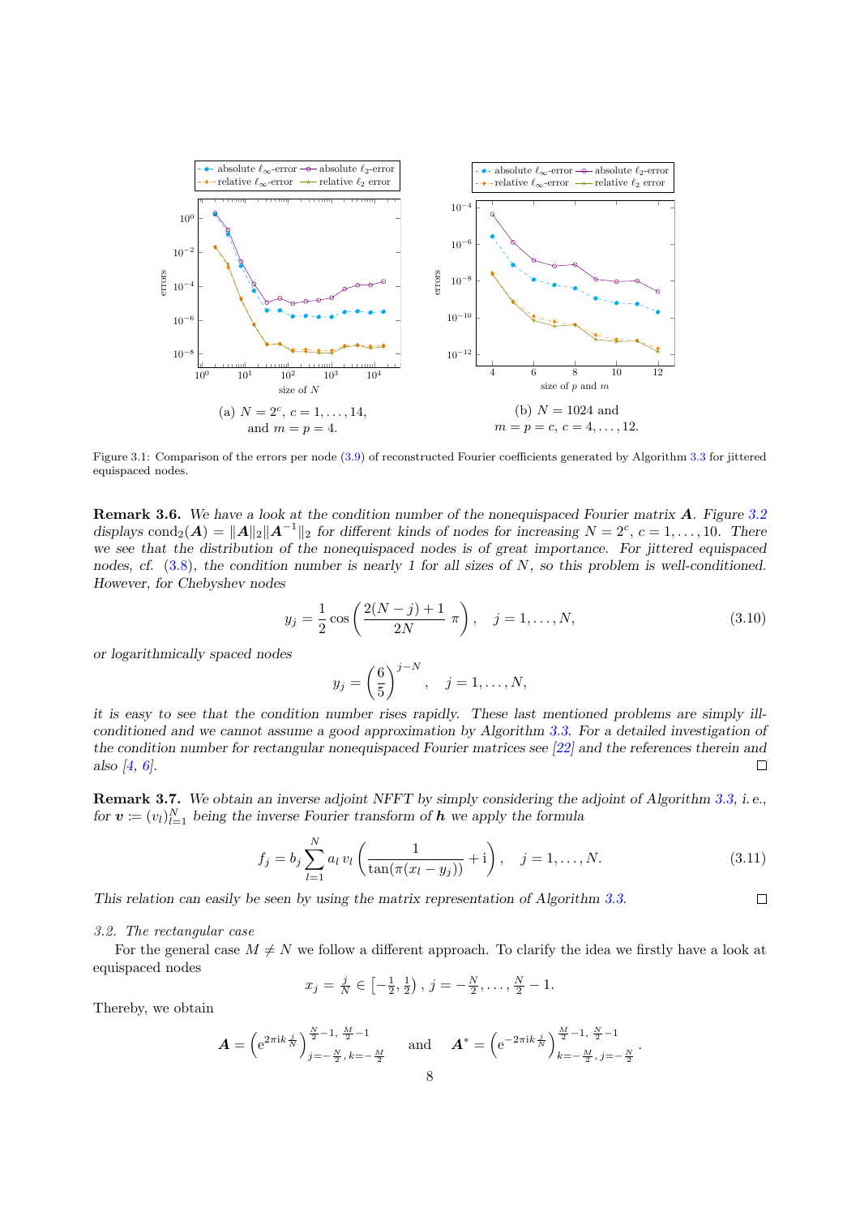(a) $N = 2^c$, $c = 1, \ldots, 14$, and $m = p = 4$.

(b) $N = 1024$ and $m = p = c$, $c = 4, \ldots, 12$.

Figure 3.1: Comparison of the errors per node (3.9) of reconstructed Fourier coefficients generated by Algorithm 3.3 for jittered equispaced nodes.

**Remark 3.6.** *We have a look at the condition number of the nonequispaced Fourier matrix $\boldsymbol{A}$. Figure 3.2 displays $\operatorname{cond}_2(\boldsymbol{A}) = \|\boldsymbol{A}\|_2 \|\boldsymbol{A}^{-1}\|_2$ for different kinds of nodes for increasing $N = 2^c$, $c = 1, \ldots, 10$. There we see that the distribution of the nonequispaced nodes is of great importance. For jittered equispaced nodes, cf. (3.8), the condition number is nearly 1 for all sizes of $N$, so this problem is well-conditioned. However, for Chebyshev nodes*

$$y_j = \frac{1}{2} \cos\left( \frac{2(N-j)+1}{2N} \, \pi \right), \quad j = 1, \ldots, N, \tag{3.10}$$

*or logarithmically spaced nodes*

$$y_j = \left(\frac{6}{5}\right)^{j-N}, \quad j = 1, \ldots, N,$$

*it is easy to see that the condition number rises rapidly. These last mentioned problems are simply ill-conditioned and we cannot assume a good approximation by Algorithm 3.3. For a detailed investigation of the condition number for rectangular nonequispaced Fourier matrices see [22] and the references therein and also [4, 6].* □

**Remark 3.7.** *We obtain an inverse adjoint NFFT by simply considering the adjoint of Algorithm 3.3, i. e., for $\boldsymbol{v} := (v_l)_{l=1}^N$ being the inverse Fourier transform of $\boldsymbol{h}$ we apply the formula*

$$f_j = b_j \sum_{l=1}^{N} a_l \, v_l \left( \frac{1}{\tan(\pi(x_l - y_j))} + \mathrm{i} \right), \quad j = 1, \ldots, N. \tag{3.11}$$

*This relation can easily be seen by using the matrix representation of Algorithm 3.3.* □

*3.2. The rectangular case*

For the general case $M \neq N$ we follow a different approach. To clarify the idea we firstly have a look at equispaced nodes

$$x_j = \tfrac{j}{N} \in \left[-\tfrac{1}{2}, \tfrac{1}{2}\right), \; j = -\tfrac{N}{2}, \ldots, \tfrac{N}{2} - 1.$$

Thereby, we obtain

$$\boldsymbol{A} = \left( \mathrm{e}^{2\pi \mathrm{i} k \frac{j}{N}} \right)_{j=-\frac{N}{2}, \, k=-\frac{M}{2}}^{\frac{N}{2}-1, \, \frac{M}{2}-1} \qquad \text{and} \qquad \boldsymbol{A}^* = \left( \mathrm{e}^{-2\pi \mathrm{i} k \frac{j}{N}} \right)_{k=-\frac{M}{2}, \, j=-\frac{N}{2}}^{\frac{M}{2}-1, \, \frac{N}{2}-1}.$$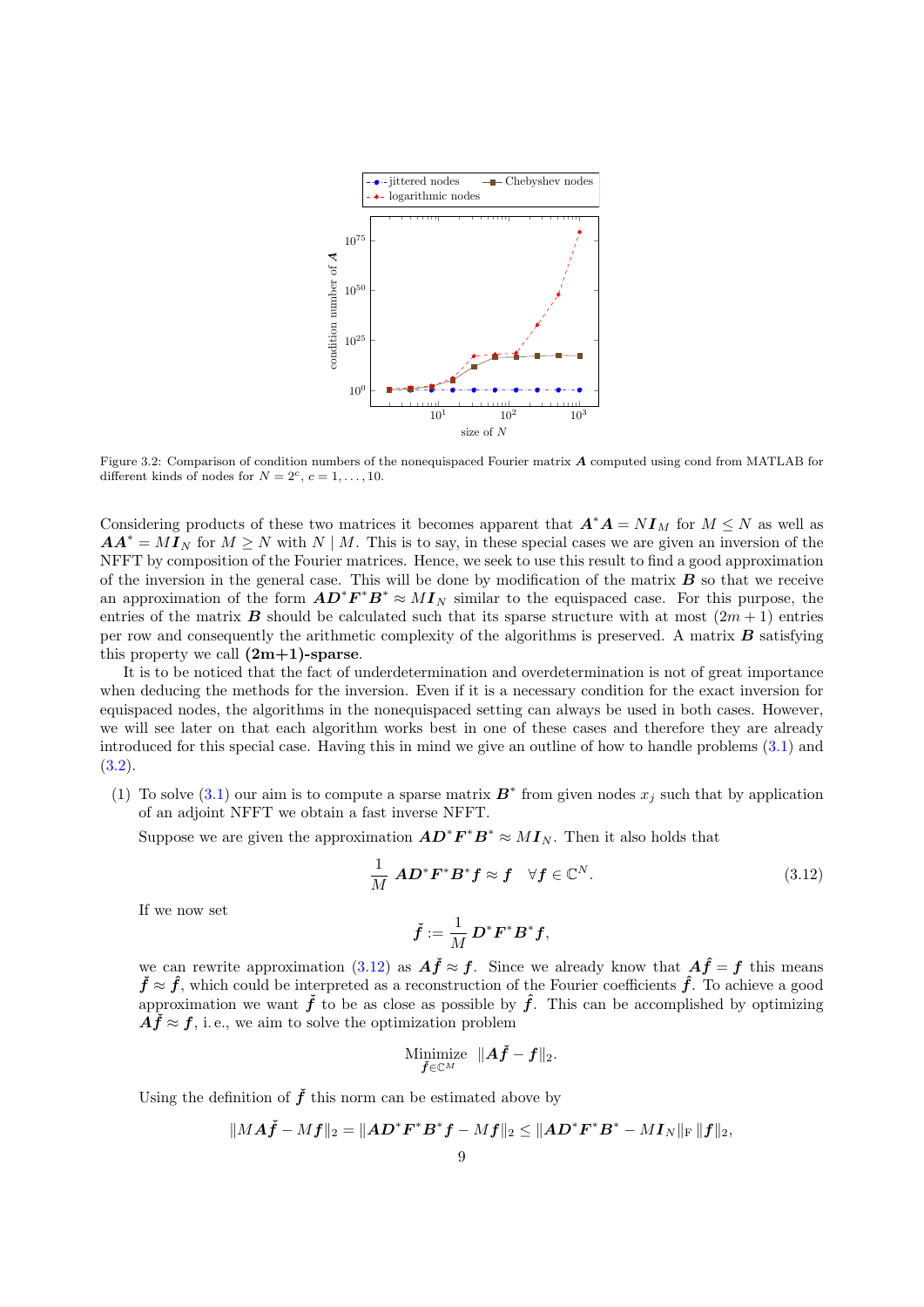Figure 3.2: Comparison of condition numbers of the nonequispaced Fourier matrix $\boldsymbol{A}$ computed using cond from MATLAB for different kinds of nodes for $N = 2^c$, $c = 1, \ldots, 10$.

Considering products of these two matrices it becomes apparent that $\boldsymbol{A}^*\boldsymbol{A} = N\boldsymbol{I}_M$ for $M \leq N$ as well as $\boldsymbol{A}\boldsymbol{A}^* = M\boldsymbol{I}_N$ for $M \geq N$ with $N \mid M$. This is to say, in these special cases we are given an inversion of the NFFT by composition of the Fourier matrices. Hence, we seek to use this result to find a good approximation of the inversion in the general case. This will be done by modification of the matrix $\boldsymbol{B}$ so that we receive an approximation of the form $\boldsymbol{A}\boldsymbol{D}^*\boldsymbol{F}^*\boldsymbol{B}^* \approx M\boldsymbol{I}_N$ similar to the equispaced case. For this purpose, the entries of the matrix $\boldsymbol{B}$ should be calculated such that its sparse structure with at most $(2m+1)$ entries per row and consequently the arithmetic complexity of the algorithms is preserved. A matrix $\boldsymbol{B}$ satisfying this property we call **(2m+1)-sparse**.

It is to be noticed that the fact of underdetermination and overdetermination is not of great importance when deducing the methods for the inversion. Even if it is a necessary condition for the exact inversion for equispaced nodes, the algorithms in the nonequispaced setting can always be used in both cases. However, we will see later on that each algorithm works best in one of these cases and therefore they are already introduced for this special case. Having this in mind we give an outline of how to handle problems (3.1) and (3.2).

(1) To solve (3.1) our aim is to compute a sparse matrix $\boldsymbol{B}^*$ from given nodes $x_j$ such that by application of an adjoint NFFT we obtain a fast inverse NFFT.

Suppose we are given the approximation $\boldsymbol{A}\boldsymbol{D}^*\boldsymbol{F}^*\boldsymbol{B}^* \approx M\boldsymbol{I}_N$. Then it also holds that

$$\frac{1}{M}\,\boldsymbol{A}\boldsymbol{D}^*\boldsymbol{F}^*\boldsymbol{B}^*\boldsymbol{f} \approx \boldsymbol{f} \quad \forall \boldsymbol{f} \in \mathbb{C}^N. \tag{3.12}$$

If we now set

$$\check{\boldsymbol{f}} := \frac{1}{M}\,\boldsymbol{D}^*\boldsymbol{F}^*\boldsymbol{B}^*\boldsymbol{f},$$

we can rewrite approximation (3.12) as $\boldsymbol{A}\check{\boldsymbol{f}} \approx \boldsymbol{f}$. Since we already know that $\boldsymbol{A}\hat{\boldsymbol{f}} = \boldsymbol{f}$ this means $\check{\boldsymbol{f}} \approx \hat{\boldsymbol{f}}$, which could be interpreted as a reconstruction of the Fourier coefficients $\hat{\boldsymbol{f}}$. To achieve a good approximation we want $\check{\boldsymbol{f}}$ to be as close as possible by $\hat{\boldsymbol{f}}$. This can be accomplished by optimizing $\boldsymbol{A}\check{\boldsymbol{f}} \approx \boldsymbol{f}$, i.e., we aim to solve the optimization problem

$$\underset{\check{\boldsymbol{f}} \in \mathbb{C}^M}{\text{Minimize}} \;\; \|\boldsymbol{A}\check{\boldsymbol{f}} - \boldsymbol{f}\|_2.$$

Using the definition of $\check{\boldsymbol{f}}$ this norm can be estimated above by

$$\|M\boldsymbol{A}\check{\boldsymbol{f}} - M\boldsymbol{f}\|_2 = \|\boldsymbol{A}\boldsymbol{D}^*\boldsymbol{F}^*\boldsymbol{B}^*\boldsymbol{f} - M\boldsymbol{f}\|_2 \leq \|\boldsymbol{A}\boldsymbol{D}^*\boldsymbol{F}^*\boldsymbol{B}^* - M\boldsymbol{I}_N\|_{\mathrm{F}}\, \|\boldsymbol{f}\|_2,$$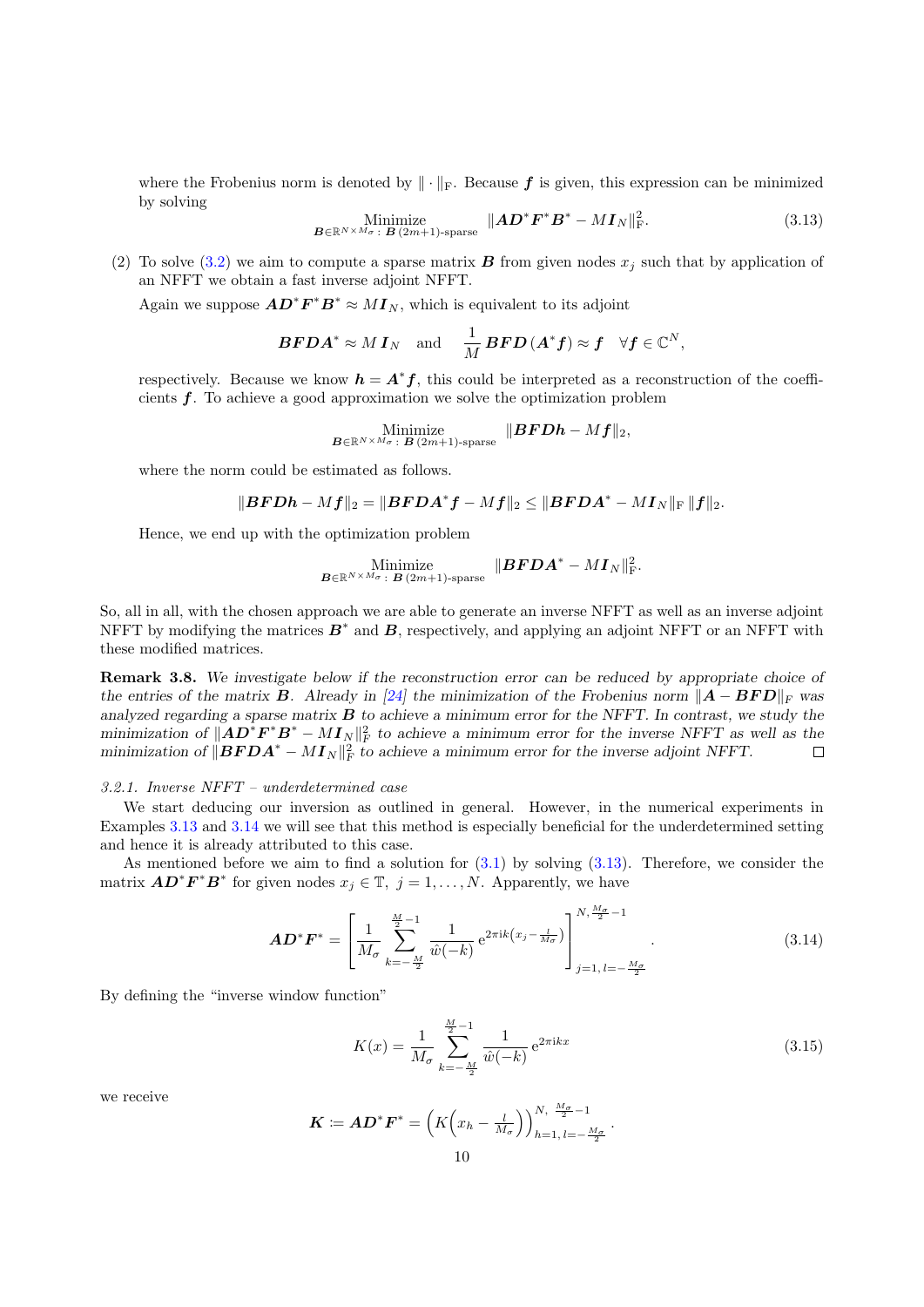where the Frobenius norm is denoted by $\|\cdot\|_{\mathrm{F}}$. Because $\boldsymbol{f}$ is given, this expression can be minimized by solving

$$\underset{\boldsymbol{B}\in\mathbb{R}^{N\times M_\sigma}:\, \boldsymbol{B}\,(2m+1)\text{-sparse}}{\text{Minimize}} \quad \|\boldsymbol{A}\boldsymbol{D}^*\boldsymbol{F}^*\boldsymbol{B}^* - M\boldsymbol{I}_N\|_{\mathrm{F}}^2. \tag{3.13}$$

(2) To solve (3.2) we aim to compute a sparse matrix $\boldsymbol{B}$ from given nodes $x_j$ such that by application of an NFFT we obtain a fast inverse adjoint NFFT.

Again we suppose $\boldsymbol{A}\boldsymbol{D}^*\boldsymbol{F}^*\boldsymbol{B}^* \approx M\boldsymbol{I}_N$, which is equivalent to its adjoint

$$\boldsymbol{B}\boldsymbol{F}\boldsymbol{D}\boldsymbol{A}^* \approx M\,\boldsymbol{I}_N \quad \text{and} \quad \frac{1}{M}\,\boldsymbol{B}\boldsymbol{F}\boldsymbol{D}\,(\boldsymbol{A}^*\boldsymbol{f}) \approx \boldsymbol{f} \quad \forall \boldsymbol{f}\in\mathbb{C}^N,$$

respectively. Because we know $\boldsymbol{h} = \boldsymbol{A}^*\boldsymbol{f}$, this could be interpreted as a reconstruction of the coefficients $\boldsymbol{f}$. To achieve a good approximation we solve the optimization problem

$$\underset{\boldsymbol{B}\in\mathbb{R}^{N\times M_\sigma}:\, \boldsymbol{B}\,(2m+1)\text{-sparse}}{\text{Minimize}} \quad \|\boldsymbol{B}\boldsymbol{F}\boldsymbol{D}\boldsymbol{h} - M\boldsymbol{f}\|_2,$$

where the norm could be estimated as follows.

$$\|\boldsymbol{B}\boldsymbol{F}\boldsymbol{D}\boldsymbol{h} - M\boldsymbol{f}\|_2 = \|\boldsymbol{B}\boldsymbol{F}\boldsymbol{D}\boldsymbol{A}^*\boldsymbol{f} - M\boldsymbol{f}\|_2 \le \|\boldsymbol{B}\boldsymbol{F}\boldsymbol{D}\boldsymbol{A}^* - M\boldsymbol{I}_N\|_{\mathrm{F}}\,\|\boldsymbol{f}\|_2.$$

Hence, we end up with the optimization problem

$$\underset{\boldsymbol{B}\in\mathbb{R}^{N\times M_\sigma}:\, \boldsymbol{B}\,(2m+1)\text{-sparse}}{\text{Minimize}} \quad \|\boldsymbol{B}\boldsymbol{F}\boldsymbol{D}\boldsymbol{A}^* - M\boldsymbol{I}_N\|_{\mathrm{F}}^2.$$

So, all in all, with the chosen approach we are able to generate an inverse NFFT as well as an inverse adjoint NFFT by modifying the matrices $\boldsymbol{B}^*$ and $\boldsymbol{B}$, respectively, and applying an adjoint NFFT or an NFFT with these modified matrices.

**Remark 3.8.** *We investigate below if the reconstruction error can be reduced by appropriate choice of the entries of the matrix $\boldsymbol{B}$. Already in [24] the minimization of the Frobenius norm $\|\boldsymbol{A} - \boldsymbol{B}\boldsymbol{F}\boldsymbol{D}\|_F$ was analyzed regarding a sparse matrix $\boldsymbol{B}$ to achieve a minimum error for the NFFT. In contrast, we study the minimization of $\|\boldsymbol{A}\boldsymbol{D}^*\boldsymbol{F}^*\boldsymbol{B}^* - M\boldsymbol{I}_N\|_{\mathrm{F}}^2$ to achieve a minimum error for the inverse NFFT as well as the minimization of $\|\boldsymbol{B}\boldsymbol{F}\boldsymbol{D}\boldsymbol{A}^* - M\boldsymbol{I}_N\|_{\mathrm{F}}^2$ to achieve a minimum error for the inverse adjoint NFFT.* □

### 3.2.1. Inverse NFFT – underdetermined case

We start deducing our inversion as outlined in general. However, in the numerical experiments in Examples 3.13 and 3.14 we will see that this method is especially beneficial for the underdetermined setting and hence it is already attributed to this case.

As mentioned before we aim to find a solution for (3.1) by solving (3.13). Therefore, we consider the matrix $\boldsymbol{A}\boldsymbol{D}^*\boldsymbol{F}^*\boldsymbol{B}^*$ for given nodes $x_j \in \mathbb{T},\ j = 1,\dots,N$. Apparently, we have

$$\boldsymbol{A}\boldsymbol{D}^*\boldsymbol{F}^* = \left[\frac{1}{M_\sigma}\sum_{k=-\frac{M}{2}}^{\frac{M}{2}-1} \frac{1}{\hat{w}(-k)}\,\mathrm{e}^{2\pi\mathrm{i}k\left(x_j - \frac{l}{M_\sigma}\right)}\right]_{j=1,\, l=-\frac{M_\sigma}{2}}^{N,\, \frac{M_\sigma}{2}-1}. \tag{3.14}$$

By defining the "inverse window function"

$$K(x) = \frac{1}{M_\sigma}\sum_{k=-\frac{M}{2}}^{\frac{M}{2}-1} \frac{1}{\hat{w}(-k)}\,\mathrm{e}^{2\pi\mathrm{i}kx} \tag{3.15}$$

we receive

$$\boldsymbol{K} \coloneqq \boldsymbol{A}\boldsymbol{D}^*\boldsymbol{F}^* = \Big(K\Big(x_h - \tfrac{l}{M_\sigma}\Big)\Big)_{h=1,\, l=-\frac{M_\sigma}{2}}^{N,\ \frac{M_\sigma}{2}-1}.$$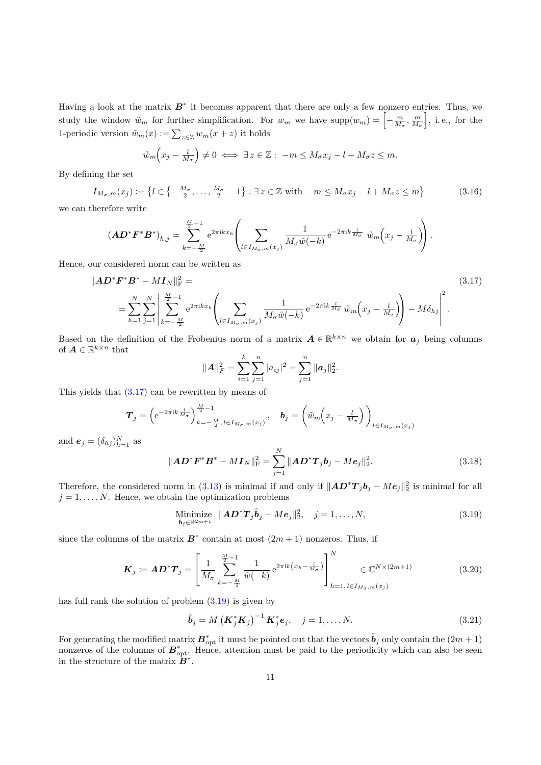Having a look at the matrix $\boldsymbol{B}^*$ it becomes apparent that there are only a few nonzero entries. Thus, we study the window $\tilde{w}_m$ for further simplification. For $w_m$ we have $\operatorname{supp}(w_m) = \left[-\frac{m}{M_\sigma}, \frac{m}{M_\sigma}\right]$, i.e., for the 1-periodic version $\tilde{w}_m(x) := \sum_{z\in\mathbb{Z}} w_m(x+z)$ it holds

$$\tilde{w}_m\Big(x_j - \tfrac{l}{M_\sigma}\Big) \neq 0 \iff \exists\, z \in \mathbb{Z}:\ -m \leq M_\sigma x_j - l + M_\sigma z \leq m.$$

By defining the set

$$I_{M_\sigma,m}(x_j) \coloneqq \left\{ l \in \left\{-\tfrac{M_\sigma}{2}, \dots, \tfrac{M_\sigma}{2}-1\right\} : \exists\, z\in\mathbb{Z} \text{ with } -m \leq M_\sigma x_j - l + M_\sigma z \leq m \right\} \tag{3.16}$$

we can therefore write

$$(\boldsymbol{A}\boldsymbol{D}^*\boldsymbol{F}^*\boldsymbol{B}^*)_{h,j} = \sum_{k=-\frac{M}{2}}^{\frac{M}{2}-1} \mathrm{e}^{2\pi\mathrm{i}kx_h} \left( \sum_{l\in I_{M_\sigma,m}(x_j)} \frac{1}{M_\sigma \hat{w}(-k)}\, \mathrm{e}^{-2\pi\mathrm{i}k\frac{l}{M_\sigma}}\ \tilde{w}_m\Big(x_j - \tfrac{l}{M_\sigma}\Big) \right).$$

Hence, our considered norm can be written as

$$\begin{aligned} &\|\boldsymbol{A}\boldsymbol{D}^*\boldsymbol{F}^*\boldsymbol{B}^* - M\boldsymbol{I}_N\|_{\mathrm{F}}^2 = \\ &= \sum_{h=1}^{N}\sum_{j=1}^{N} \left| \sum_{k=-\frac{M}{2}}^{\frac{M}{2}-1} \mathrm{e}^{2\pi\mathrm{i}kx_h} \left( \sum_{l\in I_{M_\sigma,m}(x_j)} \frac{1}{M_\sigma \hat{w}(-k)}\, \mathrm{e}^{-2\pi\mathrm{i}k\frac{l}{M_\sigma}}\ \tilde{w}_m\Big(x_j - \tfrac{l}{M_\sigma}\Big) \right) - M\delta_{hj} \right|^2. \end{aligned} \tag{3.17}$$

Based on the definition of the Frobenius norm of a matrix $\boldsymbol{A}\in\mathbb{R}^{k\times n}$ we obtain for $\boldsymbol{a}_j$ being columns of $\boldsymbol{A}\in\mathbb{R}^{k\times n}$ that

$$\|\boldsymbol{A}\|_F^2 = \sum_{i=1}^{k}\sum_{j=1}^{n} |a_{ij}|^2 = \sum_{j=1}^{n} \|\boldsymbol{a}_j\|_2^2.$$

This yields that (3.17) can be rewritten by means of

$$\boldsymbol{T}_j = \left(\mathrm{e}^{-2\pi\mathrm{i}k\frac{l}{M_\sigma}}\right)_{k=-\frac{M}{2},\, l\in I_{M_\sigma,m}(x_j)}^{\frac{M}{2}-1}, \quad \boldsymbol{b}_j = \left(\tilde{w}_m\Big(x_j - \tfrac{l}{M_\sigma}\Big)\right)_{l\in I_{M_\sigma,m}(x_j)}$$

and $\boldsymbol{e}_j = (\delta_{hj})_{h=1}^N$ as

$$\|\boldsymbol{A}\boldsymbol{D}^*\boldsymbol{F}^*\boldsymbol{B}^* - M\boldsymbol{I}_N\|_{\mathrm{F}}^2 = \sum_{j=1}^{N} \|\boldsymbol{A}\boldsymbol{D}^*\boldsymbol{T}_j\boldsymbol{b}_j - M\boldsymbol{e}_j\|_2^2. \tag{3.18}$$

Therefore, the considered norm in (3.13) is minimal if and only if $\|\boldsymbol{A}\boldsymbol{D}^*\boldsymbol{T}_j\boldsymbol{b}_j - M\boldsymbol{e}_j\|_2^2$ is minimal for all $j=1,\dots,N$. Hence, we obtain the optimization problems

$$\underset{\tilde{\boldsymbol{b}}_j\in\mathbb{R}^{2m+1}}{\text{Minimize}}\ \ \|\boldsymbol{A}\boldsymbol{D}^*\boldsymbol{T}_j\tilde{\boldsymbol{b}}_j - M\boldsymbol{e}_j\|_2^2, \quad j=1,\dots,N, \tag{3.19}$$

since the columns of the matrix $\boldsymbol{B}^*$ contain at most $(2m+1)$ nonzeros. Thus, if

$$\boldsymbol{K}_j \coloneqq \boldsymbol{A}\boldsymbol{D}^*\boldsymbol{T}_j = \left[\frac{1}{M_\sigma}\sum_{k=-\frac{M}{2}}^{\frac{M}{2}-1} \frac{1}{\hat{w}(-k)}\, \mathrm{e}^{2\pi\mathrm{i}k\left(x_h - \frac{l}{M_\sigma}\right)}\right]_{h=1,\, l\in I_{M_\sigma,m}(x_j)}^{N} \in \mathbb{C}^{N\times(2m+1)} \tag{3.20}$$

has full rank the solution of problem (3.19) is given by

$$\tilde{\boldsymbol{b}}_j = M\left(\boldsymbol{K}_j^*\boldsymbol{K}_j\right)^{-1}\boldsymbol{K}_j^*\boldsymbol{e}_j, \quad j=1,\dots,N. \tag{3.21}$$

For generating the modified matrix $\boldsymbol{B}_{\mathrm{opt}}^*$ it must be pointed out that the vectors $\tilde{\boldsymbol{b}}_j$ only contain the $(2m+1)$ nonzeros of the columns of $\boldsymbol{B}_{\mathrm{opt}}^*$. Hence, attention must be paid to the periodicity which can also be seen in the structure of the matrix $\boldsymbol{B}^*$.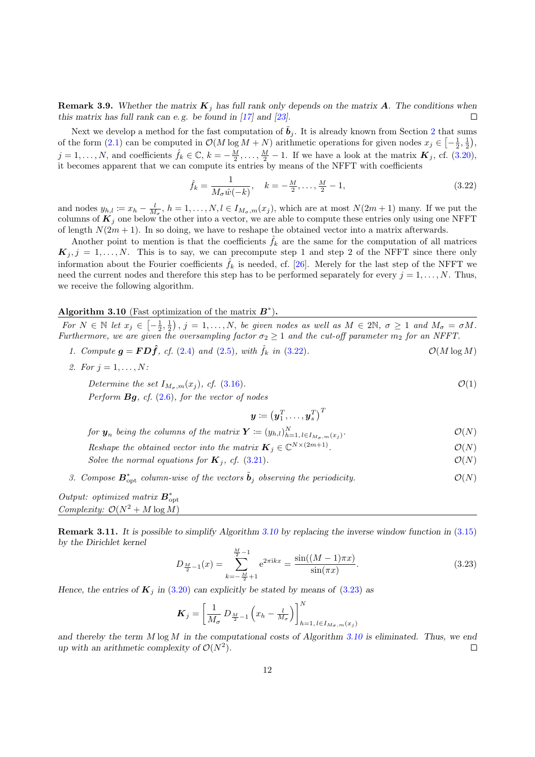**Remark 3.9.** *Whether the matrix $\boldsymbol{K}_j$ has full rank only depends on the matrix $\boldsymbol{A}$. The conditions when this matrix has full rank can e. g. be found in [17] and [23].* □

Next we develop a method for the fast computation of $\tilde{\boldsymbol{b}}_j$. It is already known from Section 2 that sums of the form (2.1) can be computed in $\mathcal{O}(M \log M + N)$ arithmetic operations for given nodes $x_j \in \left[-\frac{1}{2}, \frac{1}{2}\right)$, $j = 1, \dots, N$, and coefficients $\hat{f}_k \in \mathbb{C}$, $k = -\frac{M}{2}, \dots, \frac{M}{2} - 1$. If we have a look at the matrix $\boldsymbol{K}_j$, cf. (3.20), it becomes apparent that we can compute its entries by means of the NFFT with coefficients

$$\hat{f}_k = \frac{1}{M_\sigma \hat{w}(-k)}, \quad k = -\tfrac{M}{2}, \dots, \tfrac{M}{2} - 1, \tag{3.22}$$

and nodes $y_{h,l} := x_h - \frac{l}{M_\sigma}$, $h = 1, \dots, N, l \in I_{M_\sigma,m}(x_j)$, which are at most $N(2m+1)$ many. If we put the columns of $\boldsymbol{K}_j$ one below the other into a vector, we are able to compute these entries only using one NFFT of length $N(2m+1)$. In so doing, we have to reshape the obtained vector into a matrix afterwards.

Another point to mention is that the coefficients $\hat{f}_k$ are the same for the computation of all matrices $\boldsymbol{K}_j, j = 1, \dots, N$. This is to say, we can precompute step 1 and step 2 of the NFFT since there only information about the Fourier coefficients $\hat{f}_k$ is needed, cf. [26]. Merely for the last step of the NFFT we need the current nodes and therefore this step has to be performed separately for every $j = 1, \dots, N$. Thus, we receive the following algorithm.

---

**Algorithm 3.10** (Fast optimization of the matrix $\boldsymbol{B}^*$)**.**

*For $N \in \mathbb{N}$ let $x_j \in \left[-\frac{1}{2}, \frac{1}{2}\right)$, $j = 1, \dots, N$, be given nodes as well as $M \in 2\mathbb{N}$, $\sigma \geq 1$ and $M_\sigma = \sigma M$. Furthermore, we are given the oversampling factor $\sigma_2 \geq 1$ and the cut-off parameter $m_2$ for an NFFT.*

1. *Compute $\boldsymbol{g} = \boldsymbol{F}\boldsymbol{D}\hat{\boldsymbol{f}}$, cf. (2.4) and (2.5), with $\hat{f}_k$ in (3.22).* $\quad \mathcal{O}(M \log M)$

2. *For $j = 1, \dots, N$:*

   *Determine the set $I_{M_\sigma,m}(x_j)$, cf. (3.16).* $\quad \mathcal{O}(1)$

   *Perform $\boldsymbol{B}\boldsymbol{g}$, cf. (2.6), for the vector of nodes*

   $$\boldsymbol{y} := \left(\boldsymbol{y}_1^T, \dots, \boldsymbol{y}_s^T\right)^T$$

   *for $\boldsymbol{y}_n$ being the columns of the matrix $\boldsymbol{Y} := (y_{h,l})_{h=1,\, l \in I_{M_\sigma,m}(x_j)}^N$.* $\quad \mathcal{O}(N)$

   *Reshape the obtained vector into the matrix $\boldsymbol{K}_j \in \mathbb{C}^{N \times (2m+1)}$.* $\quad \mathcal{O}(N)$

   *Solve the normal equations for $\boldsymbol{K}_j$, cf. (3.21).* $\quad \mathcal{O}(N)$

3. *Compose $\boldsymbol{B}^*_{\text{opt}}$ column-wise of the vectors $\tilde{\boldsymbol{b}}_j$ observing the periodicity.* $\quad \mathcal{O}(N)$

*Output: optimized matrix $\boldsymbol{B}^*_{\text{opt}}$*
*Complexity: $\mathcal{O}(N^2 + M \log M)$*

---

**Remark 3.11.** *It is possible to simplify Algorithm 3.10 by replacing the inverse window function in (3.15) by the Dirichlet kernel*

$$D_{\frac{M}{2}-1}(x) = \sum_{k=-\frac{M}{2}+1}^{\frac{M}{2}-1} \mathrm{e}^{2\pi \mathrm{i} k x} = \frac{\sin((M-1)\pi x)}{\sin(\pi x)}. \tag{3.23}$$

*Hence, the entries of $\boldsymbol{K}_j$ in (3.20) can explicitly be stated by means of (3.23) as*

$$\boldsymbol{K}_j = \left[\frac{1}{M_\sigma}\, D_{\frac{M}{2}-1}\left(x_h - \tfrac{l}{M_\sigma}\right)\right]_{h=1,\, l \in I_{M_\sigma,m}(x_j)}^N$$

*and thereby the term $M \log M$ in the computational costs of Algorithm 3.10 is eliminated. Thus, we end up with an arithmetic complexity of $\mathcal{O}(N^2)$.* □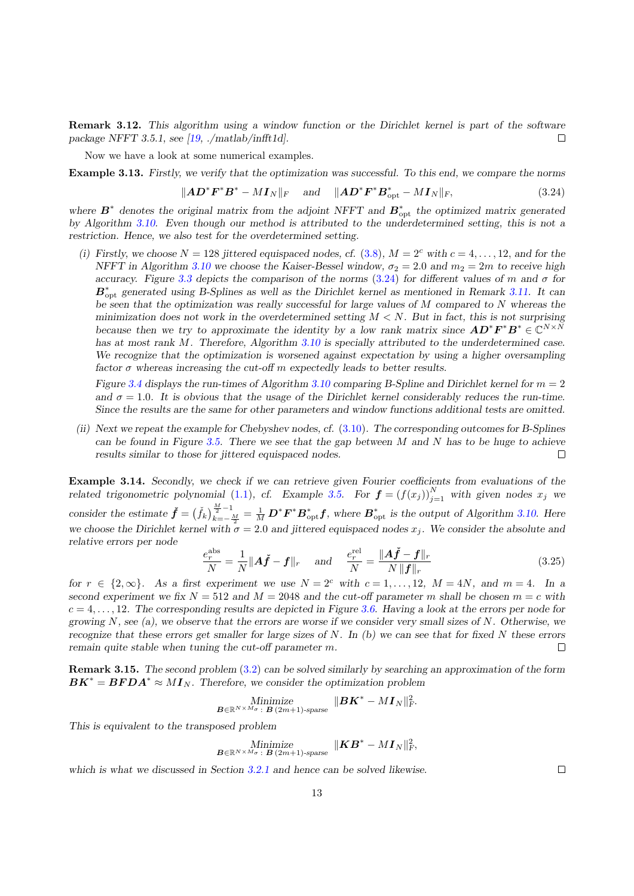**Remark 3.12.** *This algorithm using a window function or the Dirichlet kernel is part of the software package NFFT 3.5.1, see [19, ./matlab/infft1d].* □

Now we have a look at some numerical examples.

**Example 3.13.** *Firstly, we verify that the optimization was successful. To this end, we compare the norms*

$$\|\boldsymbol{A}\boldsymbol{D}^*\boldsymbol{F}^*\boldsymbol{B}^* - M\boldsymbol{I}_N\|_F \quad \text{and} \quad \|\boldsymbol{A}\boldsymbol{D}^*\boldsymbol{F}^*\boldsymbol{B}_{\text{opt}}^* - M\boldsymbol{I}_N\|_F, \tag{3.24}$$

*where $\boldsymbol{B}^*$ denotes the original matrix from the adjoint NFFT and $\boldsymbol{B}_{\text{opt}}^*$ the optimized matrix generated by Algorithm 3.10. Even though our method is attributed to the underdetermined setting, this is not a restriction. Hence, we also test for the overdetermined setting.*

*(i) Firstly, we choose $N = 128$ jittered equispaced nodes, cf. (3.8), $M = 2^c$ with $c = 4, \dots, 12$, and for the NFFT in Algorithm 3.10 we choose the Kaiser-Bessel window, $\sigma_2 = 2.0$ and $m_2 = 2m$ to receive high accuracy. Figure 3.3 depicts the comparison of the norms (3.24) for different values of $m$ and $\sigma$ for $\boldsymbol{B}_{\text{opt}}^*$ generated using B-Splines as well as the Dirichlet kernel as mentioned in Remark 3.11. It can be seen that the optimization was really successful for large values of $M$ compared to $N$ whereas the minimization does not work in the overdetermined setting $M < N$. But in fact, this is not surprising because then we try to approximate the identity by a low rank matrix since $\boldsymbol{A}\boldsymbol{D}^*\boldsymbol{F}^*\boldsymbol{B}^* \in \mathbb{C}^{N\times N}$ has at most rank $M$. Therefore, Algorithm 3.10 is specially attributed to the underdetermined case. We recognize that the optimization is worsened against expectation by using a higher oversampling factor $\sigma$ whereas increasing the cut-off $m$ expectedly leads to better results.*

*Figure 3.4 displays the run-times of Algorithm 3.10 comparing B-Spline and Dirichlet kernel for $m = 2$ and $\sigma = 1.0$. It is obvious that the usage of the Dirichlet kernel considerably reduces the run-time. Since the results are the same for other parameters and window functions additional tests are omitted.*

*(ii) Next we repeat the example for Chebyshev nodes, cf. (3.10). The corresponding outcomes for B-Splines can be found in Figure 3.5. There we see that the gap between $M$ and $N$ has to be huge to achieve results similar to those for jittered equispaced nodes.* □

**Example 3.14.** *Secondly, we check if we can retrieve given Fourier coefficients from evaluations of the related trigonometric polynomial (1.1), cf. Example 3.5. For $\boldsymbol{f} = (f(x_j))_{j=1}^N$ with given nodes $x_j$ we consider the estimate $\check{\boldsymbol{f}} = (\check{f}_k)_{k=-\frac{M}{2}}^{\frac{M}{2}-1} = \frac{1}{M}\boldsymbol{D}^*\boldsymbol{F}^*\boldsymbol{B}_{\text{opt}}^*\boldsymbol{f}$, where $\boldsymbol{B}_{\text{opt}}^*$ is the output of Algorithm 3.10. Here we choose the Dirichlet kernel with $\sigma = 2.0$ and jittered equispaced nodes $x_j$. We consider the absolute and relative errors per node*

$$\frac{e_r^{\text{abs}}}{N} = \frac{1}{N}\|\boldsymbol{A}\check{\boldsymbol{f}} - \boldsymbol{f}\|_r \quad \text{and} \quad \frac{e_r^{\text{rel}}}{N} = \frac{\|\boldsymbol{A}\check{\boldsymbol{f}} - \boldsymbol{f}\|_r}{N\,\|\boldsymbol{f}\|_r} \tag{3.25}$$

*for $r \in \{2, \infty\}$. As a first experiment we use $N = 2^c$ with $c = 1, \dots, 12$, $M = 4N$, and $m = 4$. In a second experiment we fix $N = 512$ and $M = 2048$ and the cut-off parameter $m$ shall be chosen $m = c$ with $c = 4, \dots, 12$. The corresponding results are depicted in Figure 3.6. Having a look at the errors per node for growing $N$, see (a), we observe that the errors are worse if we consider very small sizes of $N$. Otherwise, we recognize that these errors get smaller for large sizes of $N$. In (b) we can see that for fixed $N$ these errors remain quite stable when tuning the cut-off parameter $m$.* □

**Remark 3.15.** *The second problem (3.2) can be solved similarly by searching an approximation of the form $\boldsymbol{B}\boldsymbol{K}^* = \boldsymbol{B}\boldsymbol{F}\boldsymbol{D}\boldsymbol{A}^* \approx M\boldsymbol{I}_N$. Therefore, we consider the optimization problem*

$$\underset{\boldsymbol{B}\in\mathbb{R}^{N\times M_\sigma}:\ \boldsymbol{B}\ (2m+1)\text{-sparse}}{\text{Minimize}} \quad \|\boldsymbol{B}\boldsymbol{K}^* - M\boldsymbol{I}_N\|_F^2.$$

*This is equivalent to the transposed problem*

$$\underset{\boldsymbol{B}\in\mathbb{R}^{N\times M_\sigma}:\ \boldsymbol{B}\ (2m+1)\text{-sparse}}{\text{Minimize}} \quad \|\boldsymbol{K}\boldsymbol{B}^* - M\boldsymbol{I}_N\|_F^2,$$

*which is what we discussed in Section 3.2.1 and hence can be solved likewise.* □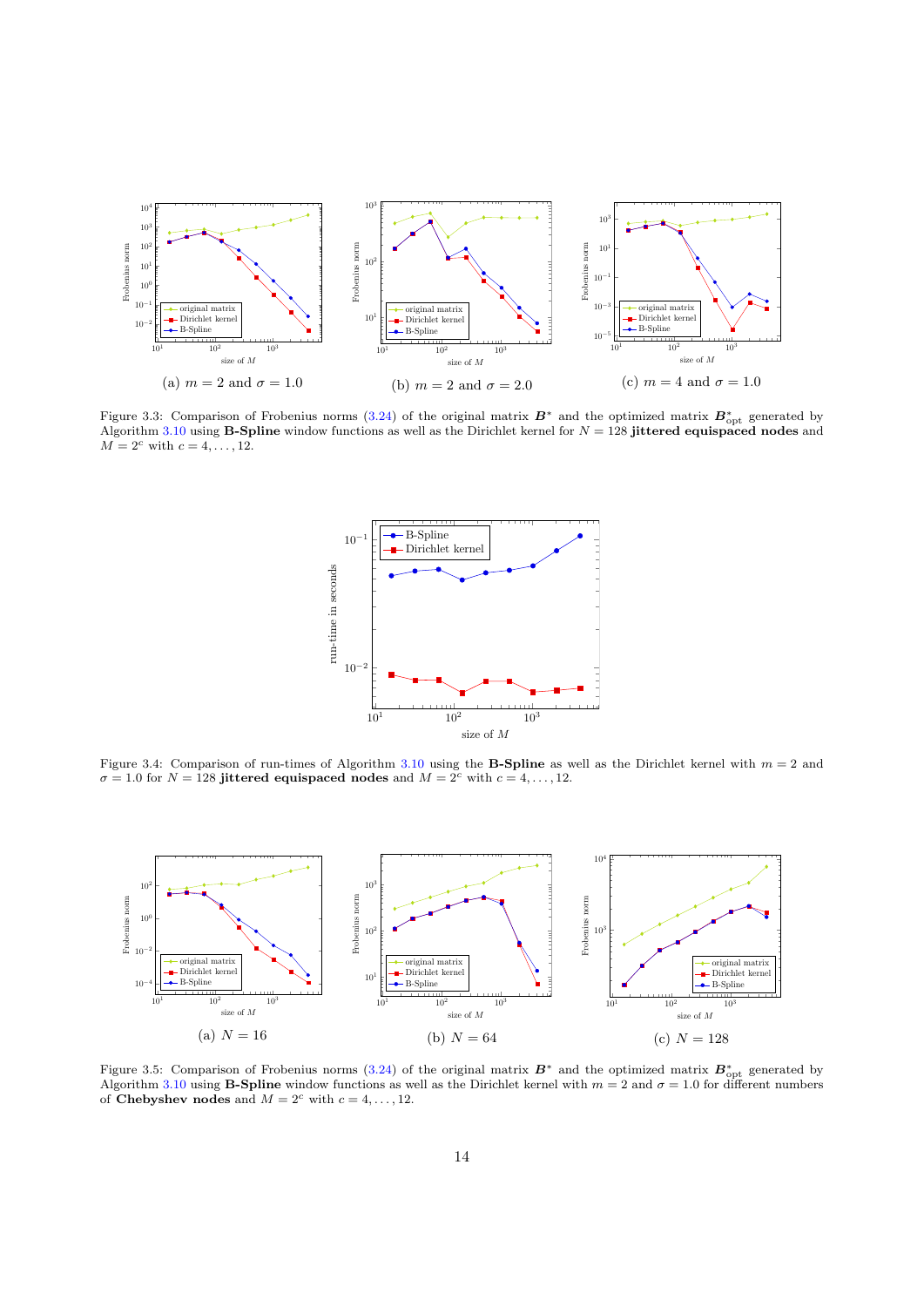(a) $m = 2$ and $\sigma = 1.0$

(b) $m = 2$ and $\sigma = 2.0$

(c) $m = 4$ and $\sigma = 1.0$

Figure 3.3: Comparison of Frobenius norms (3.24) of the original matrix $\boldsymbol{B}^*$ and the optimized matrix $\boldsymbol{B}^*_{\text{opt}}$ generated by Algorithm 3.10 using **B-Spline** window functions as well as the Dirichlet kernel for $N = 128$ **jittered equispaced nodes** and $M = 2^c$ with $c = 4, \ldots, 12$.

Figure 3.4: Comparison of run-times of Algorithm 3.10 using the **B-Spline** as well as the Dirichlet kernel with $m = 2$ and $\sigma = 1.0$ for $N = 128$ **jittered equispaced nodes** and $M = 2^c$ with $c = 4, \ldots, 12$.

(a) $N = 16$

(b) $N = 64$

(c) $N = 128$

Figure 3.5: Comparison of Frobenius norms (3.24) of the original matrix $\boldsymbol{B}^*$ and the optimized matrix $\boldsymbol{B}^*_{\text{opt}}$ generated by Algorithm 3.10 using **B-Spline** window functions as well as the Dirichlet kernel with $m = 2$ and $\sigma = 1.0$ for different numbers of **Chebyshev nodes** and $M = 2^c$ with $c = 4, \ldots, 12$.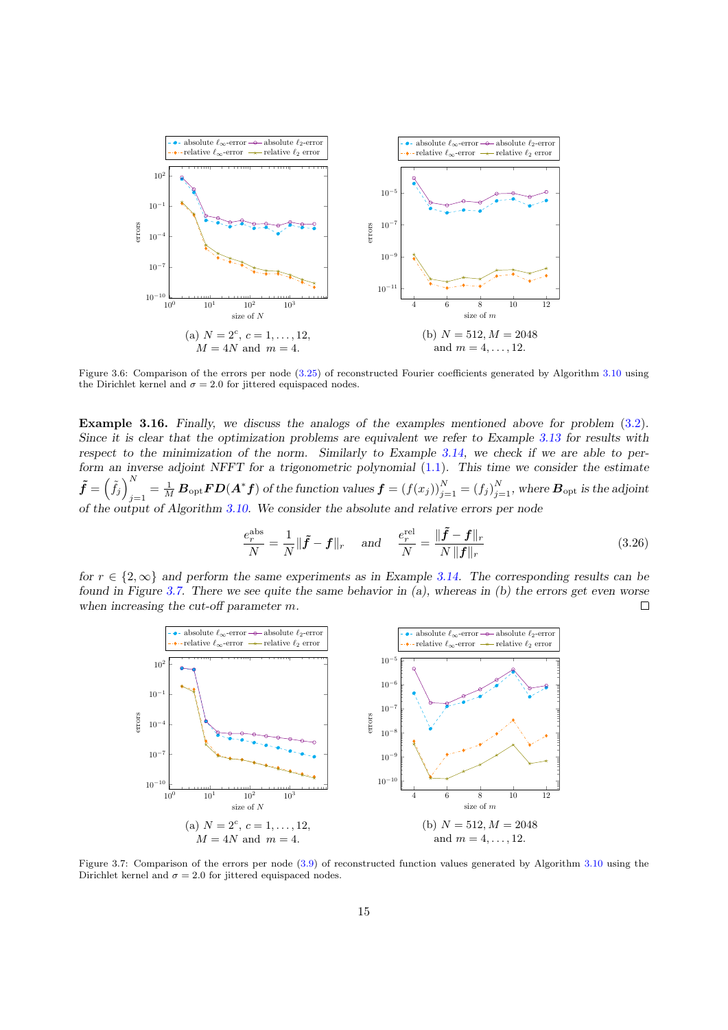(a) $N = 2^c$, $c = 1, \ldots, 12$, $M = 4N$ and $m = 4$.

(b) $N = 512$, $M = 2048$ and $m = 4, \ldots, 12$.

Figure 3.6: Comparison of the errors per node (3.25) of reconstructed Fourier coefficients generated by Algorithm 3.10 using the Dirichlet kernel and $\sigma = 2.0$ for jittered equispaced nodes.

**Example 3.16.** *Finally, we discuss the analogs of the examples mentioned above for problem (3.2). Since it is clear that the optimization problems are equivalent we refer to Example 3.13 for results with respect to the minimization of the norm. Similarly to Example 3.14, we check if we are able to perform an inverse adjoint NFFT for a trigonometric polynomial (1.1). This time we consider the estimate* $\tilde{\boldsymbol{f}} = \left(\tilde{f}_j\right)_{j=1}^N = \frac{1}{M}\boldsymbol{B}_{\mathrm{opt}}\boldsymbol{F}\boldsymbol{D}(\boldsymbol{A}^*\boldsymbol{f})$ *of the function values* $\boldsymbol{f} = (f(x_j))_{j=1}^N = (f_j)_{j=1}^N$*, where* $\boldsymbol{B}_{\mathrm{opt}}$ *is the adjoint of the output of Algorithm 3.10. We consider the absolute and relative errors per node*

$$\frac{e_r^{\mathrm{abs}}}{N} = \frac{1}{N}\|\tilde{\boldsymbol{f}} - \boldsymbol{f}\|_r \quad \text{and} \quad \frac{e_r^{\mathrm{rel}}}{N} = \frac{\|\tilde{\boldsymbol{f}} - \boldsymbol{f}\|_r}{N\,\|\boldsymbol{f}\|_r} \tag{3.26}$$

*for* $r \in \{2, \infty\}$ *and perform the same experiments as in Example 3.14. The corresponding results can be found in Figure 3.7. There we see quite the same behavior in (a), whereas in (b) the errors get even worse when increasing the cut-off parameter* $m$. □

(a) $N = 2^c$, $c = 1, \ldots, 12$, $M = 4N$ and $m = 4$.

(b) $N = 512$, $M = 2048$ and $m = 4, \ldots, 12$.

Figure 3.7: Comparison of the errors per node (3.9) of reconstructed function values generated by Algorithm 3.10 using the Dirichlet kernel and $\sigma = 2.0$ for jittered equispaced nodes.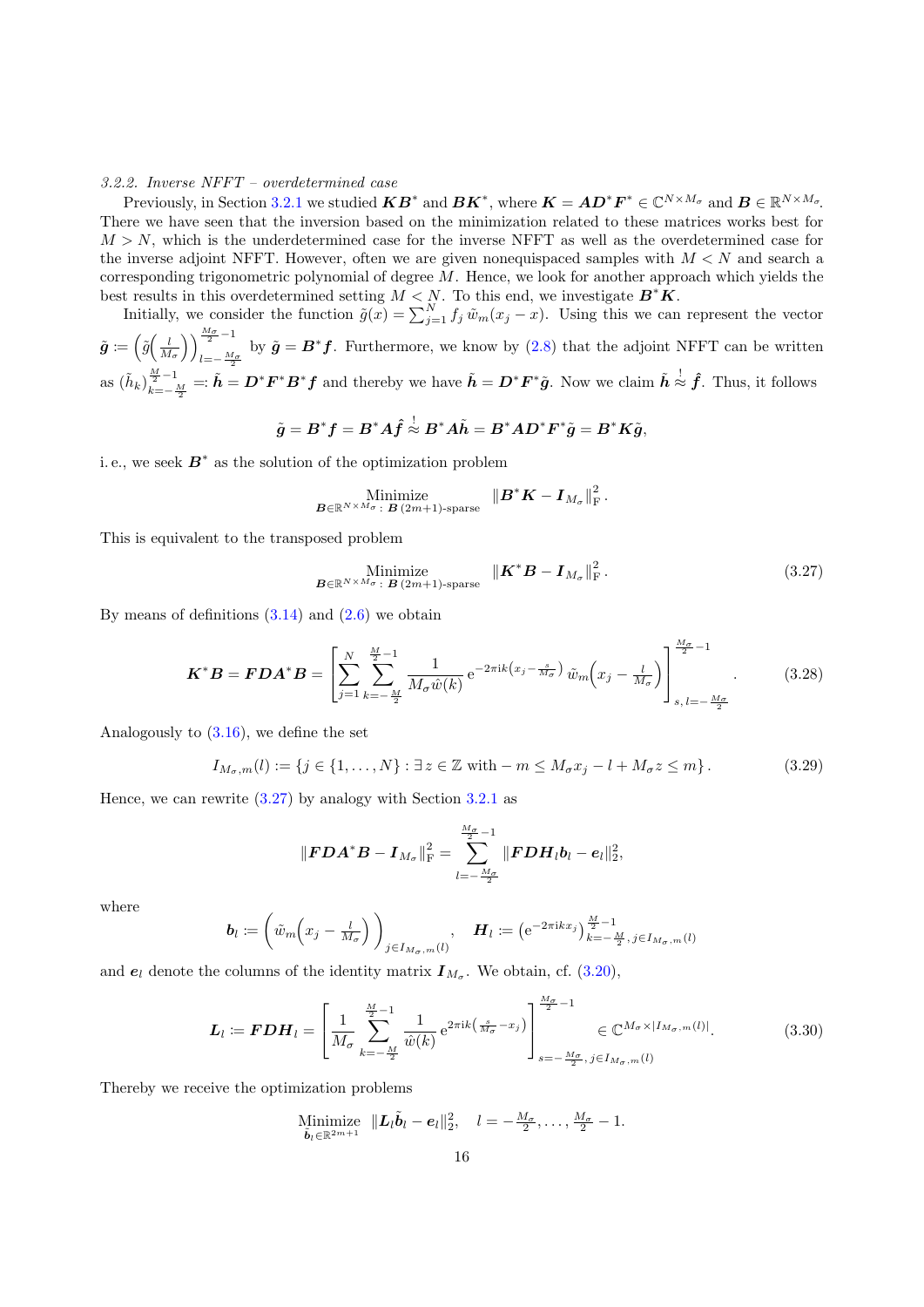*3.2.2. Inverse NFFT – overdetermined case*

Previously, in Section 3.2.1 we studied $\boldsymbol{K}\boldsymbol{B}^*$ and $\boldsymbol{B}\boldsymbol{K}^*$, where $\boldsymbol{K} = \boldsymbol{A}\boldsymbol{D}^*\boldsymbol{F}^* \in \mathbb{C}^{N\times M_\sigma}$ and $\boldsymbol{B} \in \mathbb{R}^{N\times M_\sigma}$. There we have seen that the inversion based on the minimization related to these matrices works best for $M > N$, which is the underdetermined case for the inverse NFFT as well as the overdetermined case for the inverse adjoint NFFT. However, often we are given nonequispaced samples with $M < N$ and search a corresponding trigonometric polynomial of degree $M$. Hence, we look for another approach which yields the best results in this overdetermined setting $M < N$. To this end, we investigate $\boldsymbol{B}^*\boldsymbol{K}$.

Initially, we consider the function $\tilde{g}(x) = \sum_{j=1}^{N} f_j\, \tilde{w}_m(x_j - x)$. Using this we can represent the vector $\tilde{\boldsymbol{g}} := \left(\tilde{g}\left(\frac{l}{M_\sigma}\right)\right)_{l=-\frac{M_\sigma}{2}}^{\frac{M_\sigma}{2}-1}$ by $\tilde{\boldsymbol{g}} = \boldsymbol{B}^*\boldsymbol{f}$. Furthermore, we know by (2.8) that the adjoint NFFT can be written as $(\tilde{h}_k)_{k=-\frac{M}{2}}^{\frac{M}{2}-1} =: \tilde{\boldsymbol{h}} = \boldsymbol{D}^*\boldsymbol{F}^*\boldsymbol{B}^*\boldsymbol{f}$ and thereby we have $\tilde{\boldsymbol{h}} = \boldsymbol{D}^*\boldsymbol{F}^*\tilde{\boldsymbol{g}}$. Now we claim $\tilde{\boldsymbol{h}} \overset{!}{\approx} \hat{\boldsymbol{f}}$. Thus, it follows

$$\tilde{\boldsymbol{g}} = \boldsymbol{B}^*\boldsymbol{f} = \boldsymbol{B}^*\boldsymbol{A}\hat{\boldsymbol{f}} \overset{!}{\approx} \boldsymbol{B}^*\boldsymbol{A}\tilde{\boldsymbol{h}} = \boldsymbol{B}^*\boldsymbol{A}\boldsymbol{D}^*\boldsymbol{F}^*\tilde{\boldsymbol{g}} = \boldsymbol{B}^*\boldsymbol{K}\tilde{\boldsymbol{g}},$$

i. e., we seek $\boldsymbol{B}^*$ as the solution of the optimization problem

$$\underset{\boldsymbol{B}\in\mathbb{R}^{N\times M_\sigma}:\ \boldsymbol{B}\ (2m+1)\text{-sparse}}{\text{Minimize}} \quad \|\boldsymbol{B}^*\boldsymbol{K} - \boldsymbol{I}_{M_\sigma}\|_{\mathrm{F}}^2\,.$$

This is equivalent to the transposed problem

$$\underset{\boldsymbol{B}\in\mathbb{R}^{N\times M_\sigma}:\ \boldsymbol{B}\ (2m+1)\text{-sparse}}{\text{Minimize}} \quad \|\boldsymbol{K}^*\boldsymbol{B} - \boldsymbol{I}_{M_\sigma}\|_{\mathrm{F}}^2\,. \tag{3.27}$$

By means of definitions (3.14) and (2.6) we obtain

$$\boldsymbol{K}^*\boldsymbol{B} = \boldsymbol{F}\boldsymbol{D}\boldsymbol{A}^*\boldsymbol{B} = \left[\sum_{j=1}^{N}\sum_{k=-\frac{M}{2}}^{\frac{M}{2}-1} \frac{1}{M_\sigma \hat{w}(k)}\, \mathrm{e}^{-2\pi\mathrm{i}k\left(x_j - \frac{s}{M_\sigma}\right)}\, \tilde{w}_m\!\left(x_j - \tfrac{l}{M_\sigma}\right)\right]_{s,\,l=-\frac{M_\sigma}{2}}^{\frac{M_\sigma}{2}-1}. \tag{3.28}$$

Analogously to (3.16), we define the set

$$I_{M_\sigma,m}(l) := \{j \in \{1,\dots,N\} : \exists z \in \mathbb{Z} \text{ with } -m \le M_\sigma x_j - l + M_\sigma z \le m\}\,. \tag{3.29}$$

Hence, we can rewrite (3.27) by analogy with Section 3.2.1 as

$$\|\boldsymbol{F}\boldsymbol{D}\boldsymbol{A}^*\boldsymbol{B} - \boldsymbol{I}_{M_\sigma}\|_{\mathrm{F}}^2 = \sum_{l=-\frac{M_\sigma}{2}}^{\frac{M_\sigma}{2}-1} \|\boldsymbol{F}\boldsymbol{D}\boldsymbol{H}_l\boldsymbol{b}_l - \boldsymbol{e}_l\|_2^2,$$

where

$$\boldsymbol{b}_l := \left(\tilde{w}_m\!\left(x_j - \tfrac{l}{M_\sigma}\right)\right)_{j\in I_{M_\sigma,m}(l)}, \quad \boldsymbol{H}_l := \left(\mathrm{e}^{-2\pi\mathrm{i}kx_j}\right)_{k=-\frac{M}{2},\,j\in I_{M_\sigma,m}(l)}^{\frac{M}{2}-1}$$

and $\boldsymbol{e}_l$ denote the columns of the identity matrix $\boldsymbol{I}_{M_\sigma}$. We obtain, cf. (3.20),

$$\boldsymbol{L}_l := \boldsymbol{F}\boldsymbol{D}\boldsymbol{H}_l = \left[\frac{1}{M_\sigma}\sum_{k=-\frac{M}{2}}^{\frac{M}{2}-1} \frac{1}{\hat{w}(k)}\, \mathrm{e}^{2\pi\mathrm{i}k\left(\frac{s}{M_\sigma} - x_j\right)}\right]_{s=-\frac{M_\sigma}{2},\,j\in I_{M_\sigma,m}(l)}^{\frac{M_\sigma}{2}-1} \in \mathbb{C}^{M_\sigma\times|I_{M_\sigma,m}(l)|}. \tag{3.30}$$

Thereby we receive the optimization problems

$$\underset{\tilde{\boldsymbol{b}}_l\in\mathbb{R}^{2m+1}}{\text{Minimize}} \quad \|\boldsymbol{L}_l\tilde{\boldsymbol{b}}_l - \boldsymbol{e}_l\|_2^2, \quad l = -\tfrac{M_\sigma}{2},\dots,\tfrac{M_\sigma}{2}-1.$$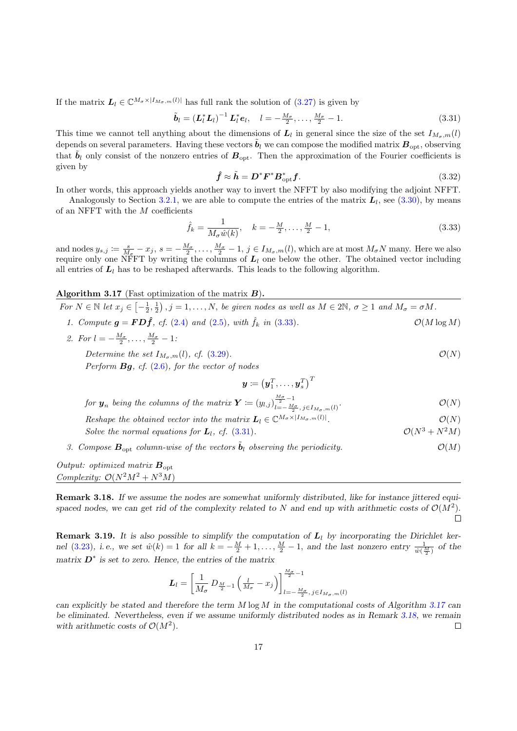If the matrix $\boldsymbol{L}_l \in \mathbb{C}^{M_\sigma \times |I_{M_\sigma,m}(l)|}$ has full rank the solution of (3.27) is given by

$$\tilde{\boldsymbol{b}}_l = \left(\boldsymbol{L}_l^* \boldsymbol{L}_l\right)^{-1} \boldsymbol{L}_l^* \boldsymbol{e}_l, \quad l = -\tfrac{M_\sigma}{2}, \dots, \tfrac{M_\sigma}{2} - 1. \tag{3.31}$$

This time we cannot tell anything about the dimensions of $\boldsymbol{L}_l$ in general since the size of the set $I_{M_\sigma,m}(l)$ depends on several parameters. Having these vectors $\tilde{\boldsymbol{b}}_l$ we can compose the modified matrix $\boldsymbol{B}_{\mathrm{opt}}$, observing that $\tilde{\boldsymbol{b}}_l$ only consist of the nonzero entries of $\boldsymbol{B}_{\mathrm{opt}}$. Then the approximation of the Fourier coefficients is given by

$$\hat{\boldsymbol{f}} \approx \tilde{\boldsymbol{h}} = \boldsymbol{D}^* \boldsymbol{F}^* \boldsymbol{B}_{\mathrm{opt}}^* \boldsymbol{f}. \tag{3.32}$$

In other words, this approach yields another way to invert the NFFT by also modifying the adjoint NFFT.

Analogously to Section 3.2.1, we are able to compute the entries of the matrix $\boldsymbol{L}_l$, see (3.30), by means of an NFFT with the $M$ coefficients

$$\hat{f}_k = \frac{1}{M_\sigma \hat{w}(k)}, \quad k = -\tfrac{M}{2}, \dots, \tfrac{M}{2} - 1, \tag{3.33}$$

and nodes $y_{s,j} := \frac{s}{M_\sigma} - x_j$, $s = -\frac{M_\sigma}{2}, \dots, \frac{M_\sigma}{2} - 1$, $j \in I_{M_\sigma,m}(l)$, which are at most $M_\sigma N$ many. Here we also require only one NFFT by writing the columns of $\boldsymbol{L}_l$ one below the other. The obtained vector including all entries of $\boldsymbol{L}_l$ has to be reshaped afterwards. This leads to the following algorithm.

**Algorithm 3.17** (Fast optimization of the matrix $\boldsymbol{B}$).

*For $N \in \mathbb{N}$ let $x_j \in \left[-\frac{1}{2}, \frac{1}{2}\right)$, $j = 1, \dots, N$, be given nodes as well as $M \in 2\mathbb{N}$, $\sigma \geq 1$ and $M_\sigma = \sigma M$.*

1. *Compute $\boldsymbol{g} = \boldsymbol{F}\boldsymbol{D}\hat{\boldsymbol{f}}$, cf. (2.4) and (2.5), with $\hat{f}_k$ in (3.33).* $\quad \mathcal{O}(M \log M)$
2. *For $l = -\frac{M_\sigma}{2}, \dots, \frac{M_\sigma}{2} - 1$:*

   *Determine the set $I_{M_\sigma,m}(l)$, cf. (3.29).* $\quad \mathcal{O}(N)$

   *Perform $\boldsymbol{B}\boldsymbol{g}$, cf. (2.6), for the vector of nodes*

   $$\boldsymbol{y} := \left(\boldsymbol{y}_1^T, \dots, \boldsymbol{y}_s^T\right)^T$$

   *for $\boldsymbol{y}_n$ being the columns of the matrix $\boldsymbol{Y} := (y_{l,j})_{l=-\frac{M_\sigma}{2},\, j \in I_{M_\sigma,m}(l)}^{\frac{M_\sigma}{2}-1}$.* $\quad \mathcal{O}(N)$

   *Reshape the obtained vector into the matrix $\boldsymbol{L}_l \in \mathbb{C}^{M_\sigma \times |I_{M_\sigma,m}(l)|}$.* $\quad \mathcal{O}(N)$

   *Solve the normal equations for $\boldsymbol{L}_l$, cf. (3.31).* $\quad \mathcal{O}(N^3 + N^2 M)$
3. *Compose $\boldsymbol{B}_{\mathrm{opt}}$ column-wise of the vectors $\tilde{\boldsymbol{b}}_l$ observing the periodicity.* $\quad \mathcal{O}(M)$

*Output: optimized matrix $\boldsymbol{B}_{\mathrm{opt}}$*
*Complexity: $\mathcal{O}(N^2M^2 + N^3M)$*

**Remark 3.18.** *If we assume the nodes are somewhat uniformly distributed, like for instance jittered equispaced nodes, we can get rid of the complexity related to $N$ and end up with arithmetic costs of $\mathcal{O}(M^2)$.* □

**Remark 3.19.** *It is also possible to simplify the computation of $\boldsymbol{L}_l$ by incorporating the Dirichlet kernel (3.23), i.e., we set $\hat{w}(k) = 1$ for all $k = -\frac{M}{2} + 1, \dots, \frac{M}{2} - 1$, and the last nonzero entry $\frac{1}{\hat{w}(\frac{M}{2})}$ of the matrix $\boldsymbol{D}^*$ is set to zero. Hence, the entries of the matrix*

$$\boldsymbol{L}_l = \left[\frac{1}{M_\sigma}\, D_{\frac{M}{2}-1}\left(\tfrac{l}{M_\sigma} - x_j\right)\right]_{l=-\frac{M_\sigma}{2},\, j \in I_{M_\sigma,m}(l)}^{\frac{M_\sigma}{2}-1}$$

*can explicitly be stated and therefore the term $M \log M$ in the computational costs of Algorithm 3.17 can be eliminated. Nevertheless, even if we assume uniformly distributed nodes as in Remark 3.18, we remain with arithmetic costs of $\mathcal{O}(M^2)$.* □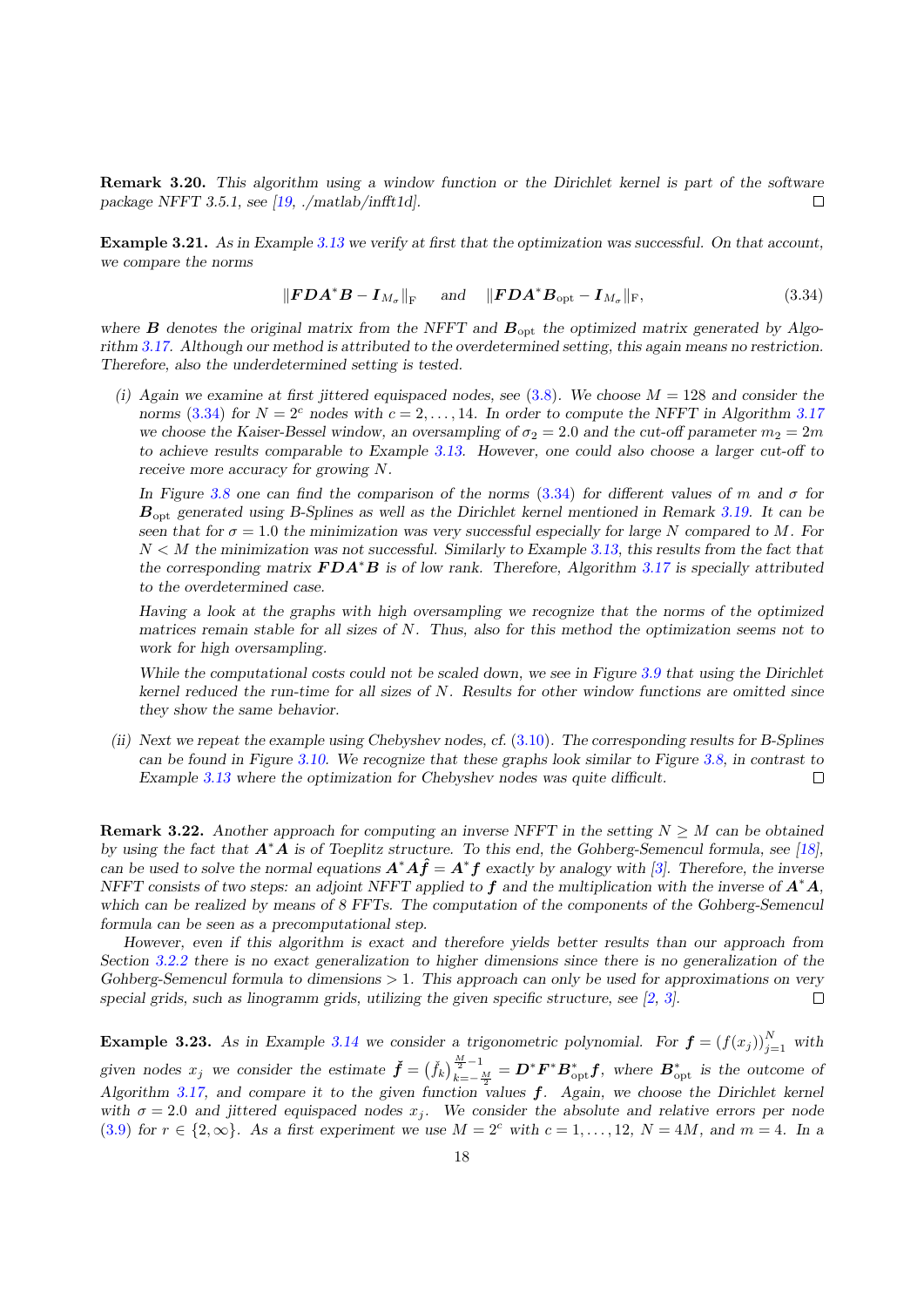**Remark 3.20.** *This algorithm using a window function or the Dirichlet kernel is part of the software package NFFT 3.5.1, see [19, ./matlab/infft1d].* □

**Example 3.21.** *As in Example 3.13 we verify at first that the optimization was successful. On that account, we compare the norms*

$$\|\boldsymbol{F}\boldsymbol{D}\boldsymbol{A}^*\boldsymbol{B} - \boldsymbol{I}_{M_\sigma}\|_{\mathrm{F}} \quad \text{and} \quad \|\boldsymbol{F}\boldsymbol{D}\boldsymbol{A}^*\boldsymbol{B}_{\mathrm{opt}} - \boldsymbol{I}_{M_\sigma}\|_{\mathrm{F}}, \tag{3.34}$$

*where $\boldsymbol{B}$ denotes the original matrix from the NFFT and $\boldsymbol{B}_{\mathrm{opt}}$ the optimized matrix generated by Algorithm 3.17. Although our method is attributed to the overdetermined setting, this again means no restriction. Therefore, also the underdetermined setting is tested.*

*(i) Again we examine at first jittered equispaced nodes, see (3.8). We choose $M = 128$ and consider the norms (3.34) for $N = 2^c$ nodes with $c = 2, \dots, 14$. In order to compute the NFFT in Algorithm 3.17 we choose the Kaiser-Bessel window, an oversampling of $\sigma_2 = 2.0$ and the cut-off parameter $m_2 = 2m$ to achieve results comparable to Example 3.13. However, one could also choose a larger cut-off to receive more accuracy for growing $N$.*

*In Figure 3.8 one can find the comparison of the norms (3.34) for different values of $m$ and $\sigma$ for $\boldsymbol{B}_{\mathrm{opt}}$ generated using B-Splines as well as the Dirichlet kernel mentioned in Remark 3.19. It can be seen that for $\sigma = 1.0$ the minimization was very successful especially for large $N$ compared to $M$. For $N < M$ the minimization was not successful. Similarly to Example 3.13, this results from the fact that the corresponding matrix $\boldsymbol{F}\boldsymbol{D}\boldsymbol{A}^*\boldsymbol{B}$ is of low rank. Therefore, Algorithm 3.17 is specially attributed to the overdetermined case.*

*Having a look at the graphs with high oversampling we recognize that the norms of the optimized matrices remain stable for all sizes of $N$. Thus, also for this method the optimization seems not to work for high oversampling.*

*While the computational costs could not be scaled down, we see in Figure 3.9 that using the Dirichlet kernel reduced the run-time for all sizes of $N$. Results for other window functions are omitted since they show the same behavior.*

*(ii) Next we repeat the example using Chebyshev nodes, cf. (3.10). The corresponding results for B-Splines can be found in Figure 3.10. We recognize that these graphs look similar to Figure 3.8, in contrast to Example 3.13 where the optimization for Chebyshev nodes was quite difficult.* □

**Remark 3.22.** *Another approach for computing an inverse NFFT in the setting $N \geq M$ can be obtained by using the fact that $\boldsymbol{A}^*\boldsymbol{A}$ is of Toeplitz structure. To this end, the Gohberg-Semencul formula, see [18], can be used to solve the normal equations $\boldsymbol{A}^*\boldsymbol{A}\hat{\boldsymbol{f}} = \boldsymbol{A}^*\boldsymbol{f}$ exactly by analogy with [3]. Therefore, the inverse NFFT consists of two steps: an adjoint NFFT applied to $\boldsymbol{f}$ and the multiplication with the inverse of $\boldsymbol{A}^*\boldsymbol{A}$, which can be realized by means of 8 FFTs. The computation of the components of the Gohberg-Semencul formula can be seen as a precomputational step.*

*However, even if this algorithm is exact and therefore yields better results than our approach from Section 3.2.2 there is no exact generalization to higher dimensions since there is no generalization of the Gohberg-Semencul formula to dimensions $> 1$. This approach can only be used for approximations on very special grids, such as linogramm grids, utilizing the given specific structure, see [2, 3].* □

**Example 3.23.** *As in Example 3.14 we consider a trigonometric polynomial. For $\boldsymbol{f} = (f(x_j))_{j=1}^N$ with given nodes $x_j$ we consider the estimate $\check{\boldsymbol{f}} = \big(\check{f}_k\big)_{k=-\frac{M}{2}}^{\frac{M}{2}-1} = \boldsymbol{D}^*\boldsymbol{F}^*\boldsymbol{B}_{\mathrm{opt}}^*\boldsymbol{f}$, where $\boldsymbol{B}_{\mathrm{opt}}^*$ is the outcome of Algorithm 3.17, and compare it to the given function values $\boldsymbol{f}$. Again, we choose the Dirichlet kernel with $\sigma = 2.0$ and jittered equispaced nodes $x_j$. We consider the absolute and relative errors per node (3.9) for $r \in \{2, \infty\}$. As a first experiment we use $M = 2^c$ with $c = 1, \dots, 12$, $N = 4M$, and $m = 4$. In a*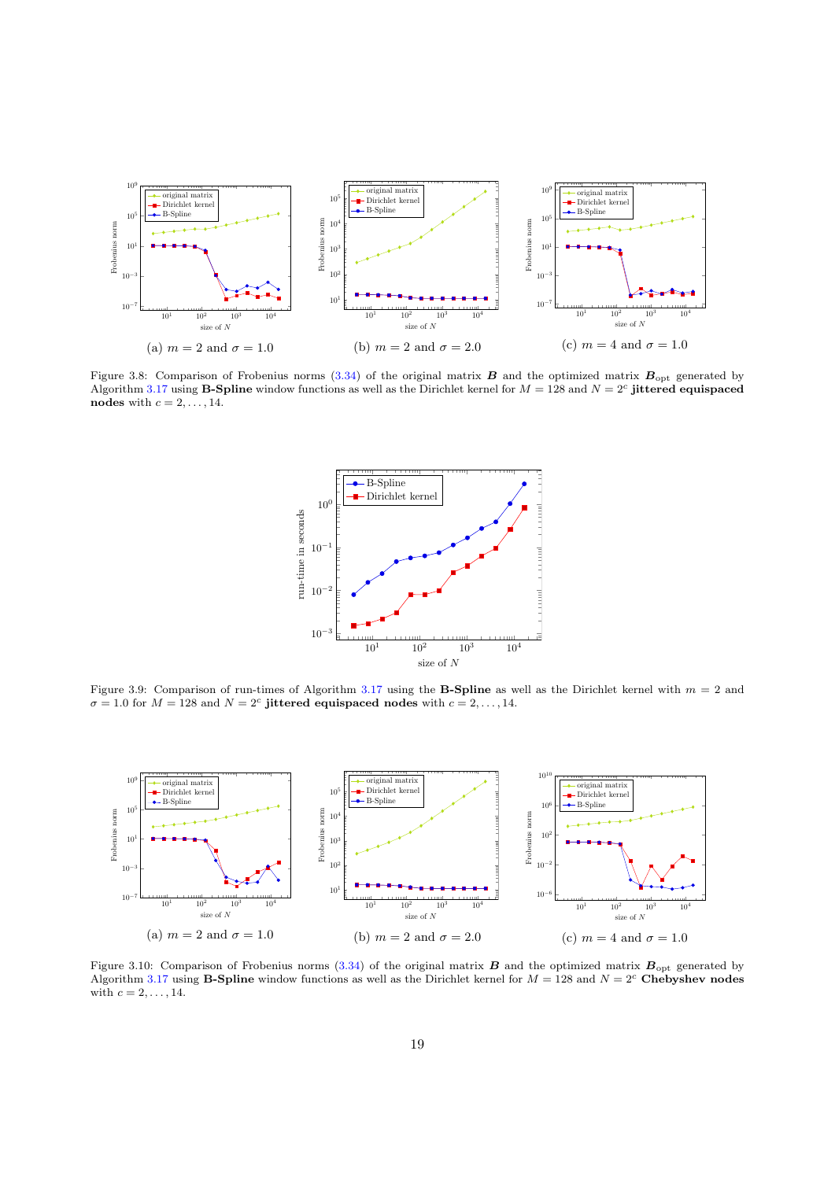(a) $m = 2$ and $\sigma = 1.0$

(b) $m = 2$ and $\sigma = 2.0$

(c) $m = 4$ and $\sigma = 1.0$

Figure 3.8: Comparison of Frobenius norms (3.34) of the original matrix $\boldsymbol{B}$ and the optimized matrix $\boldsymbol{B}_{\text{opt}}$ generated by Algorithm 3.17 using **B-Spline** window functions as well as the Dirichlet kernel for $M = 128$ and $N = 2^c$ **jittered equispaced nodes** with $c = 2, \ldots, 14$.

Figure 3.9: Comparison of run-times of Algorithm 3.17 using the **B-Spline** as well as the Dirichlet kernel with $m = 2$ and $\sigma = 1.0$ for $M = 128$ and $N = 2^c$ **jittered equispaced nodes** with $c = 2, \ldots, 14$.

(a) $m = 2$ and $\sigma = 1.0$

(b) $m = 2$ and $\sigma = 2.0$

(c) $m = 4$ and $\sigma = 1.0$

Figure 3.10: Comparison of Frobenius norms (3.34) of the original matrix $\boldsymbol{B}$ and the optimized matrix $\boldsymbol{B}_{\text{opt}}$ generated by Algorithm 3.17 using **B-Spline** window functions as well as the Dirichlet kernel for $M = 128$ and $N = 2^c$ **Chebyshev nodes** with $c = 2, \ldots, 14$.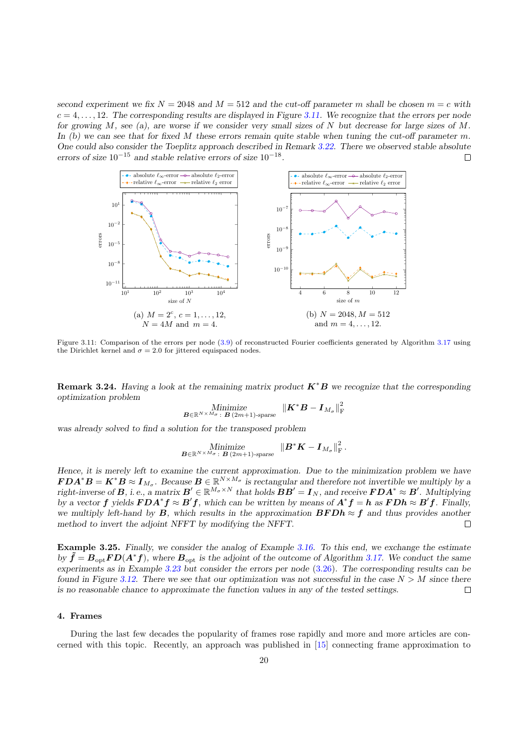*second experiment we fix $N = 2048$ and $M = 512$ and the cut-off parameter $m$ shall be chosen $m = c$ with $c = 4, \dots, 12$. The corresponding results are displayed in Figure 3.11. We recognize that the errors per node for growing $M$, see (a), are worse if we consider very small sizes of $N$ but decrease for large sizes of $M$. In (b) we can see that for fixed $M$ these errors remain quite stable when tuning the cut-off parameter $m$. One could also consider the Toeplitz approach described in Remark 3.22. There we observed stable absolute errors of size $10^{-15}$ and stable relative errors of size $10^{-18}$.* □

(a) $M = 2^c$, $c = 1, \dots, 12$, $N = 4M$ and $m = 4$.

(b) $N = 2048$, $M = 512$ and $m = 4, \dots, 12$.

Figure 3.11: Comparison of the errors per node (3.9) of reconstructed Fourier coefficients generated by Algorithm 3.17 using the Dirichlet kernel and $\sigma = 2.0$ for jittered equispaced nodes.

**Remark 3.24.** *Having a look at the remaining matrix product $\boldsymbol{K}^*\boldsymbol{B}$ we recognize that the corresponding optimization problem*

$$\underset{\boldsymbol{B}\in\mathbb{R}^{N\times M_\sigma}:\ \boldsymbol{B}\ (2m+1)\text{-sparse}}{\text{Minimize}} \quad \|\boldsymbol{K}^*\boldsymbol{B} - \boldsymbol{I}_{M_\sigma}\|_{\mathrm{F}}^2$$

*was already solved to find a solution for the transposed problem*

$$\underset{\boldsymbol{B}\in\mathbb{R}^{N\times M_\sigma}:\ \boldsymbol{B}\ (2m+1)\text{-sparse}}{\text{Minimize}} \quad \|\boldsymbol{B}^*\boldsymbol{K} - \boldsymbol{I}_{M_\sigma}\|_{\mathrm{F}}^2 .$$

*Hence, it is merely left to examine the current approximation. Due to the minimization problem we have $\boldsymbol{F}\boldsymbol{D}\boldsymbol{A}^*\boldsymbol{B} = \boldsymbol{K}^*\boldsymbol{B} \approx \boldsymbol{I}_{M_\sigma}$. Because $\boldsymbol{B} \in \mathbb{R}^{N\times M_\sigma}$ is rectangular and therefore not invertible we multiply by a right-inverse of $\boldsymbol{B}$, i. e., a matrix $\boldsymbol{B}' \in \mathbb{R}^{M_\sigma\times N}$ that holds $\boldsymbol{B}\boldsymbol{B}' = \boldsymbol{I}_N$, and receive $\boldsymbol{F}\boldsymbol{D}\boldsymbol{A}^* \approx \boldsymbol{B}'$. Multiplying by a vector $\boldsymbol{f}$ yields $\boldsymbol{F}\boldsymbol{D}\boldsymbol{A}^*\boldsymbol{f} \approx \boldsymbol{B}'\boldsymbol{f}$, which can be written by means of $\boldsymbol{A}^*\boldsymbol{f} = \boldsymbol{h}$ as $\boldsymbol{F}\boldsymbol{D}\boldsymbol{h} \approx \boldsymbol{B}'\boldsymbol{f}$. Finally, we multiply left-hand by $\boldsymbol{B}$, which results in the approximation $\boldsymbol{B}\boldsymbol{F}\boldsymbol{D}\boldsymbol{h} \approx \boldsymbol{f}$ and thus provides another method to invert the adjoint NFFT by modifying the NFFT.* □

**Example 3.25.** *Finally, we consider the analog of Example 3.16. To this end, we exchange the estimate by $\tilde{\boldsymbol{f}} = \boldsymbol{B}_{\text{opt}}\boldsymbol{F}\boldsymbol{D}(\boldsymbol{A}^*\boldsymbol{f})$, where $\boldsymbol{B}_{\text{opt}}$ is the adjoint of the outcome of Algorithm 3.17. We conduct the same experiments as in Example 3.23 but consider the errors per node (3.26). The corresponding results can be found in Figure 3.12. There we see that our optimization was not successful in the case $N > M$ since there is no reasonable chance to approximate the function values in any of the tested settings.* □

## 4. Frames

During the last few decades the popularity of frames rose rapidly and more and more articles are concerned with this topic. Recently, an approach was published in [15] connecting frame approximation to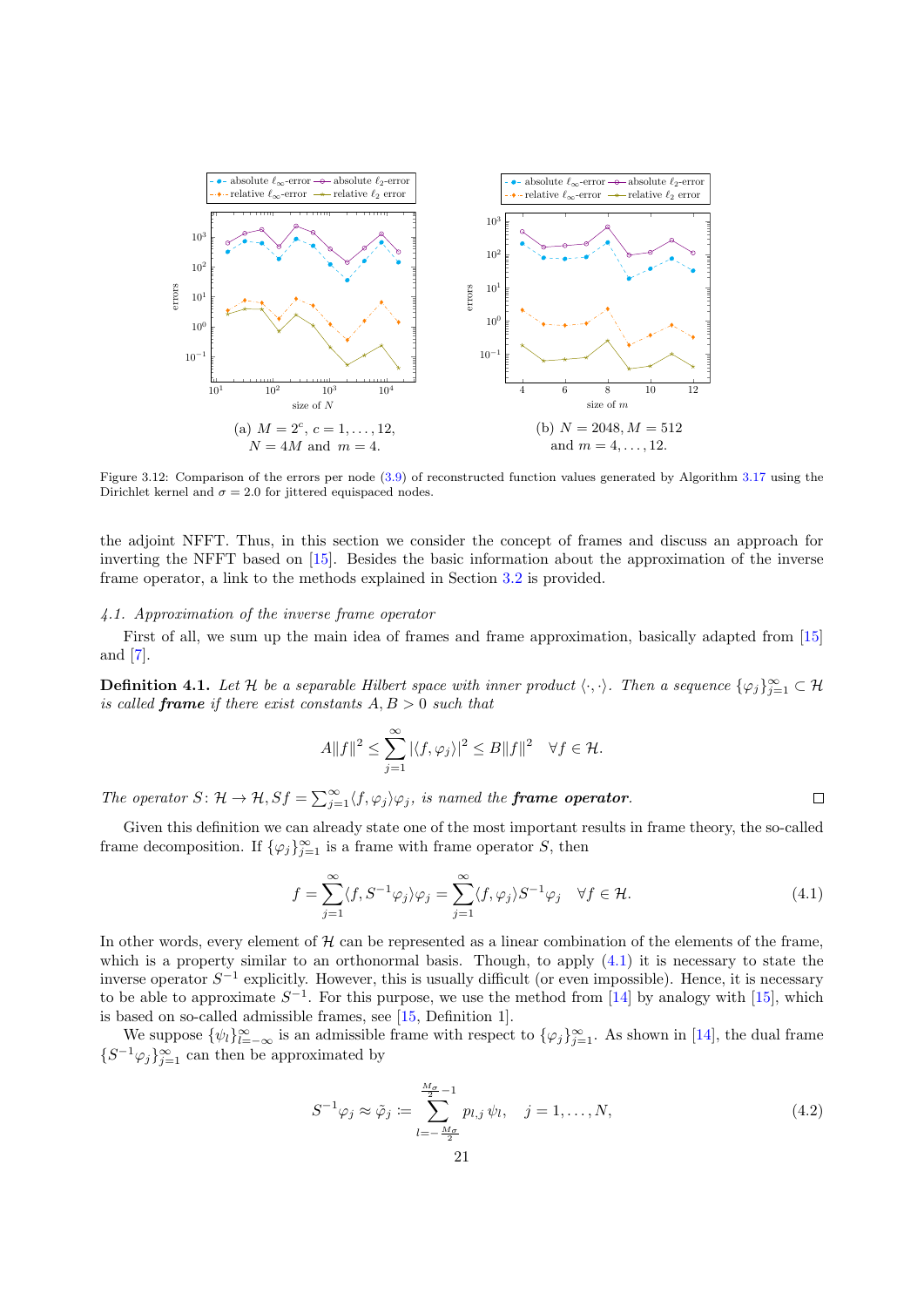(a) $M = 2^c$, $c = 1, \dots, 12$, $N = 4M$ and $m = 4$.

(b) $N = 2048, M = 512$ and $m = 4, \dots, 12$.

Figure 3.12: Comparison of the errors per node (3.9) of reconstructed function values generated by Algorithm 3.17 using the Dirichlet kernel and $\sigma = 2.0$ for jittered equispaced nodes.

the adjoint NFFT. Thus, in this section we consider the concept of frames and discuss an approach for inverting the NFFT based on [15]. Besides the basic information about the approximation of the inverse frame operator, a link to the methods explained in Section 3.2 is provided.

### 4.1. Approximation of the inverse frame operator

First of all, we sum up the main idea of frames and frame approximation, basically adapted from [15] and [7].

**Definition 4.1.** *Let $\mathcal{H}$ be a separable Hilbert space with inner product $\langle \cdot, \cdot \rangle$. Then a sequence $\{\varphi_j\}_{j=1}^{\infty} \subset \mathcal{H}$ is called* ***frame*** *if there exist constants $A, B > 0$ such that*

$$A\|f\|^2 \le \sum_{j=1}^{\infty} |\langle f, \varphi_j \rangle|^2 \le B\|f\|^2 \quad \forall f \in \mathcal{H}.$$

*The operator $S \colon \mathcal{H} \to \mathcal{H}, Sf = \sum_{j=1}^{\infty} \langle f, \varphi_j \rangle \varphi_j$, is named the* ***frame operator****.* □

Given this definition we can already state one of the most important results in frame theory, the so-called frame decomposition. If $\{\varphi_j\}_{j=1}^{\infty}$ is a frame with frame operator $S$, then

$$f = \sum_{j=1}^{\infty} \langle f, S^{-1}\varphi_j \rangle \varphi_j = \sum_{j=1}^{\infty} \langle f, \varphi_j \rangle S^{-1}\varphi_j \quad \forall f \in \mathcal{H}. \tag{4.1}$$

In other words, every element of $\mathcal{H}$ can be represented as a linear combination of the elements of the frame, which is a property similar to an orthonormal basis. Though, to apply (4.1) it is necessary to state the inverse operator $S^{-1}$ explicitly. However, this is usually difficult (or even impossible). Hence, it is necessary to be able to approximate $S^{-1}$. For this purpose, we use the method from [14] by analogy with [15], which is based on so-called admissible frames, see [15, Definition 1].

We suppose $\{\psi_l\}_{l=-\infty}^{\infty}$ is an admissible frame with respect to $\{\varphi_j\}_{j=1}^{\infty}$. As shown in [14], the dual frame $\{S^{-1}\varphi_j\}_{j=1}^{\infty}$ can then be approximated by

$$S^{-1}\varphi_j \approx \tilde{\varphi}_j := \sum_{l=-\frac{M_\sigma}{2}}^{\frac{M_\sigma}{2}-1} p_{l,j}\, \psi_l, \quad j = 1, \dots, N, \tag{4.2}$$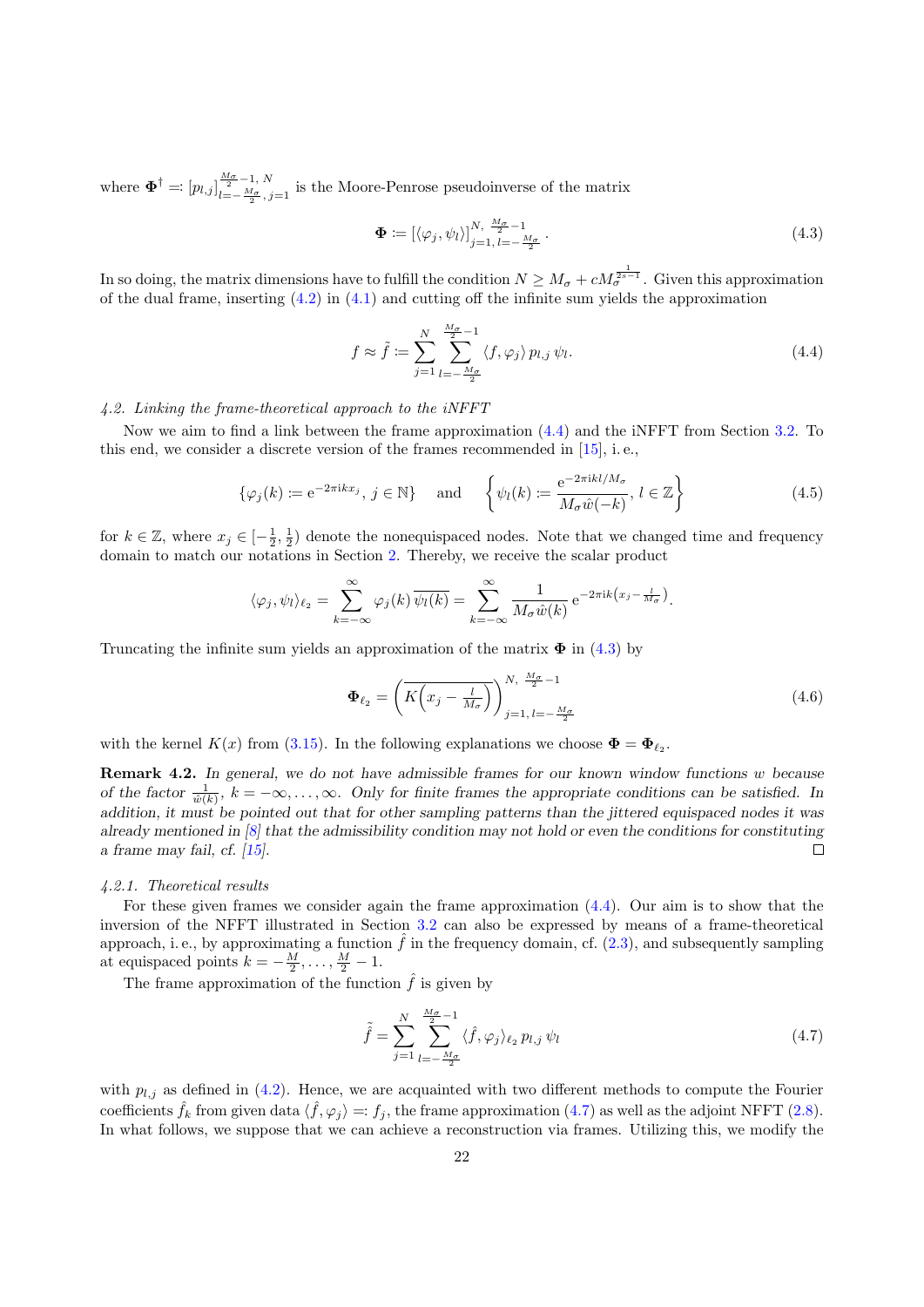where $\mathbf{\Phi}^\dagger =: [p_{l,j}]_{l=-\frac{M_\sigma}{2},\, j=1}^{\frac{M_\sigma}{2}-1,\, N}$ is the Moore-Penrose pseudoinverse of the matrix

$$\mathbf{\Phi} := \left[\langle \varphi_j, \psi_l \rangle\right]_{j=1,\, l=-\frac{M_\sigma}{2}}^{N,\, \frac{M_\sigma}{2}-1}. \tag{4.3}$$

In so doing, the matrix dimensions have to fulfill the condition $N \geq M_\sigma + c M_\sigma^{\frac{1}{2s-1}}$. Given this approximation of the dual frame, inserting (4.2) in (4.1) and cutting off the infinite sum yields the approximation

$$f \approx \tilde{f} := \sum_{j=1}^{N} \sum_{l=-\frac{M_\sigma}{2}}^{\frac{M_\sigma}{2}-1} \langle f, \varphi_j \rangle \, p_{l,j} \, \psi_l. \tag{4.4}$$

*4.2. Linking the frame-theoretical approach to the iNFFT*

Now we aim to find a link between the frame approximation (4.4) and the iNFFT from Section 3.2. To this end, we consider a discrete version of the frames recommended in [15], i. e.,

$$\left\{\varphi_j(k) := \mathrm{e}^{-2\pi \mathrm{i} k x_j},\ j \in \mathbb{N}\right\} \quad \text{and} \quad \left\{\psi_l(k) := \frac{\mathrm{e}^{-2\pi \mathrm{i} k l / M_\sigma}}{M_\sigma \hat{w}(-k)},\ l \in \mathbb{Z}\right\} \tag{4.5}$$

for $k \in \mathbb{Z}$, where $x_j \in [-\frac{1}{2}, \frac{1}{2})$ denote the nonequispaced nodes. Note that we changed time and frequency domain to match our notations in Section 2. Thereby, we receive the scalar product

$$\langle \varphi_j, \psi_l \rangle_{\ell_2} = \sum_{k=-\infty}^{\infty} \varphi_j(k)\, \overline{\psi_l(k)} = \sum_{k=-\infty}^{\infty} \frac{1}{M_\sigma \hat{w}(k)}\, \mathrm{e}^{-2\pi \mathrm{i} k \left(x_j - \frac{l}{M_\sigma}\right)}.$$

Truncating the infinite sum yields an approximation of the matrix $\mathbf{\Phi}$ in (4.3) by

$$\mathbf{\Phi}_{\ell_2} = \left(\overline{K\!\left(x_j - \tfrac{l}{M_\sigma}\right)}\right)_{j=1,\, l=-\frac{M_\sigma}{2}}^{N,\, \frac{M_\sigma}{2}-1} \tag{4.6}$$

with the kernel $K(x)$ from (3.15). In the following explanations we choose $\mathbf{\Phi} = \mathbf{\Phi}_{\ell_2}$.

**Remark 4.2.** *In general, we do not have admissible frames for our known window functions $w$ because of the factor $\frac{1}{\hat{w}(k)}$, $k = -\infty, \dots, \infty$. Only for finite frames the appropriate conditions can be satisfied. In addition, it must be pointed out that for other sampling patterns than the jittered equispaced nodes it was already mentioned in [8] that the admissibility condition may not hold or even the conditions for constituting a frame may fail, cf. [15].* □

*4.2.1. Theoretical results*

For these given frames we consider again the frame approximation (4.4). Our aim is to show that the inversion of the NFFT illustrated in Section 3.2 can also be expressed by means of a frame-theoretical approach, i. e., by approximating a function $\hat{f}$ in the frequency domain, cf. (2.3), and subsequently sampling at equispaced points $k = -\frac{M}{2}, \dots, \frac{M}{2} - 1$.

The frame approximation of the function $\hat{f}$ is given by

$$\tilde{\hat{f}} = \sum_{j=1}^{N} \sum_{l=-\frac{M_\sigma}{2}}^{\frac{M_\sigma}{2}-1} \langle \hat{f}, \varphi_j \rangle_{\ell_2} \, p_{l,j} \, \psi_l \tag{4.7}$$

with $p_{l,j}$ as defined in (4.2). Hence, we are acquainted with two different methods to compute the Fourier coefficients $\hat{f}_k$ from given data $\langle \hat{f}, \varphi_j \rangle =: f_j$, the frame approximation (4.7) as well as the adjoint NFFT (2.8). In what follows, we suppose that we can achieve a reconstruction via frames. Utilizing this, we modify the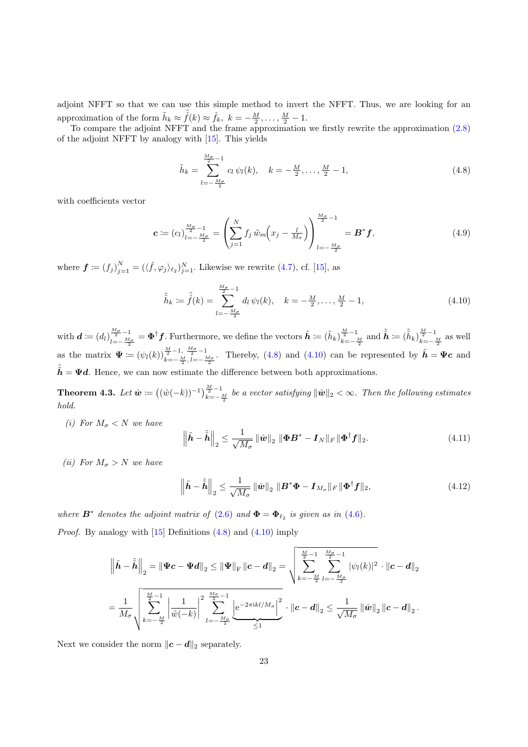adjoint NFFT so that we can use this simple method to invert the NFFT. Thus, we are looking for an approximation of the form $\tilde{h}_k \approx \tilde{\hat{f}}(k) \approx \hat{f}_k,\ k = -\frac{M}{2}, \dots, \frac{M}{2}-1$.

To compare the adjoint NFFT and the frame approximation we firstly rewrite the approximation (2.8) of the adjoint NFFT by analogy with [15]. This yields

$$\tilde{h}_k = \sum_{l=-\frac{M_\sigma}{2}}^{\frac{M_\sigma}{2}-1} c_l\, \psi_l(k), \quad k = -\tfrac{M}{2}, \dots, \tfrac{M}{2}-1, \tag{4.8}$$

with coefficients vector

$$\boldsymbol{c} \coloneqq (c_l)_{l=-\frac{M_\sigma}{2}}^{\frac{M_\sigma}{2}-1} = \left( \sum_{j=1}^{N} f_j\, \tilde{w}_m\!\left(x_j - \tfrac{l}{M_\sigma}\right) \right)_{l=-\frac{M_\sigma}{2}}^{\frac{M_\sigma}{2}-1} = \boldsymbol{B}^* \boldsymbol{f}, \tag{4.9}$$

where $\boldsymbol{f} \coloneqq (f_j)_{j=1}^N = (\langle \hat{f}, \varphi_j \rangle_{\ell_2})_{j=1}^N$. Likewise we rewrite (4.7), cf. [15], as

$$\tilde{\tilde{h}}_k \coloneqq \tilde{\hat{f}}(k) = \sum_{l=-\frac{M_\sigma}{2}}^{\frac{M_\sigma}{2}-1} d_l\, \psi_l(k), \quad k = -\tfrac{M}{2}, \dots, \tfrac{M}{2}-1, \tag{4.10}$$

with $\boldsymbol{d} \coloneqq (d_l)_{l=-\frac{M_\sigma}{2}}^{\frac{M_\sigma}{2}-1} = \boldsymbol{\Phi}^\dagger \boldsymbol{f}$. Furthermore, we define the vectors $\tilde{\boldsymbol{h}} \coloneqq (\tilde{h}_k)_{k=-\frac{M}{2}}^{\frac{M}{2}-1}$ and $\tilde{\tilde{\boldsymbol{h}}} \coloneqq (\tilde{\tilde{h}}_k)_{k=-\frac{M}{2}}^{\frac{M}{2}-1}$ as well as the matrix $\boldsymbol{\Psi} \coloneqq (\psi_l(k))_{k=-\frac{M}{2},\, l=-\frac{M_\sigma}{2}}^{\frac{M}{2}-1,\, \frac{M_\sigma}{2}-1}$. Thereby, (4.8) and (4.10) can be represented by $\tilde{\boldsymbol{h}} = \boldsymbol{\Psi}\boldsymbol{c}$ and $\tilde{\tilde{\boldsymbol{h}}} = \boldsymbol{\Psi}\boldsymbol{d}$. Hence, we can now estimate the difference between both approximations.

**Theorem 4.3.** *Let $\hat{\boldsymbol{w}} \coloneqq \left((\hat{w}(-k))^{-1}\right)_{k=-\frac{M}{2}}^{\frac{M}{2}-1}$ be a vector satisfying $\|\hat{\boldsymbol{w}}\|_2 < \infty$. Then the following estimates hold.*

*(i) For $M_\sigma < N$ we have*

$$\left\| \tilde{\boldsymbol{h}} - \tilde{\tilde{\boldsymbol{h}}} \right\|_2 \le \frac{1}{\sqrt{M_\sigma}}\, \|\hat{\boldsymbol{w}}\|_2\, \|\boldsymbol{\Phi}\boldsymbol{B}^* - \boldsymbol{I}_N\|_F\, \|\boldsymbol{\Phi}^\dagger \boldsymbol{f}\|_2. \tag{4.11}$$

*(ii) For $M_\sigma > N$ we have*

$$\left\| \tilde{\boldsymbol{h}} - \tilde{\tilde{\boldsymbol{h}}} \right\|_2 \le \frac{1}{\sqrt{M_\sigma}}\, \|\hat{\boldsymbol{w}}\|_2\, \|\boldsymbol{B}^*\boldsymbol{\Phi} - \boldsymbol{I}_{M_\sigma}\|_F\, \|\boldsymbol{\Phi}^\dagger \boldsymbol{f}\|_2, \tag{4.12}$$

*where $\boldsymbol{B}^*$ denotes the adjoint matrix of (2.6) and $\boldsymbol{\Phi} = \boldsymbol{\Phi}_{\ell_2}$ is given as in (4.6).*

*Proof.* By analogy with [15] Definitions (4.8) and (4.10) imply

$$\left\| \tilde{\boldsymbol{h}} - \tilde{\tilde{\boldsymbol{h}}} \right\|_2 = \|\boldsymbol{\Psi}\boldsymbol{c} - \boldsymbol{\Psi}\boldsymbol{d}\|_2 \le \|\boldsymbol{\Psi}\|_{\mathrm{F}}\, \|\boldsymbol{c} - \boldsymbol{d}\|_2 = \sqrt{\sum_{k=-\frac{M}{2}}^{\frac{M}{2}-1} \sum_{l=-\frac{M_\sigma}{2}}^{\frac{M_\sigma}{2}-1} |\psi_l(k)|^2} \cdot \|\boldsymbol{c} - \boldsymbol{d}\|_2$$

$$= \frac{1}{M_\sigma} \sqrt{\sum_{k=-\frac{M}{2}}^{\frac{M}{2}-1} \left| \frac{1}{\hat{w}(-k)} \right|^2 \sum_{l=-\frac{M_\sigma}{2}}^{\frac{M_\sigma}{2}-1} \underbrace{\left| \mathrm{e}^{-2\pi\mathrm{i}kl/M_\sigma} \right|^2}_{\le 1}} \cdot \|\boldsymbol{c} - \boldsymbol{d}\|_2 \le \frac{1}{\sqrt{M_\sigma}}\, \|\hat{\boldsymbol{w}}\|_2\, \|\boldsymbol{c} - \boldsymbol{d}\|_2\,.$$

Next we consider the norm $\|\boldsymbol{c} - \boldsymbol{d}\|_2$ separately.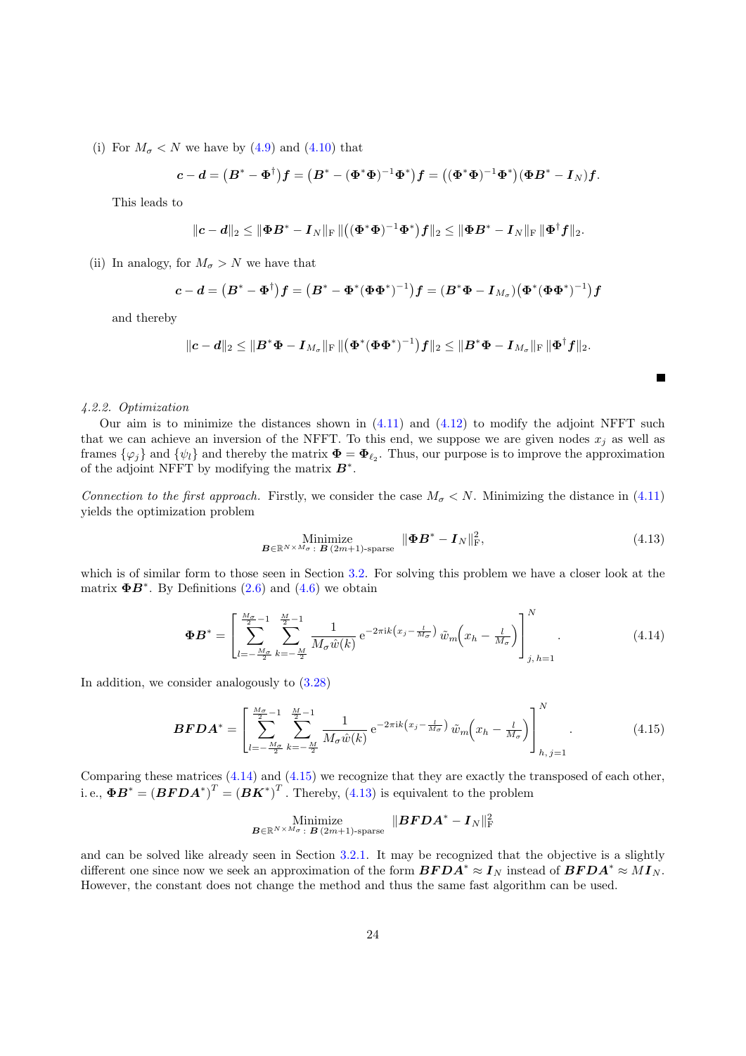(i) For $M_\sigma < N$ we have by (4.9) and (4.10) that

$$\boldsymbol{c} - \boldsymbol{d} = \big(\boldsymbol{B}^* - \boldsymbol{\Phi}^\dagger\big)\boldsymbol{f} = \big(\boldsymbol{B}^* - (\boldsymbol{\Phi}^*\boldsymbol{\Phi})^{-1}\boldsymbol{\Phi}^*\big)\boldsymbol{f} = \big((\boldsymbol{\Phi}^*\boldsymbol{\Phi})^{-1}\boldsymbol{\Phi}^*\big)\big(\boldsymbol{\Phi}\boldsymbol{B}^* - \boldsymbol{I}_N\big)\boldsymbol{f}.$$

This leads to

$$\|\boldsymbol{c} - \boldsymbol{d}\|_2 \leq \|\boldsymbol{\Phi}\boldsymbol{B}^* - \boldsymbol{I}_N\|_{\mathrm{F}}\, \|\big((\boldsymbol{\Phi}^*\boldsymbol{\Phi})^{-1}\boldsymbol{\Phi}^*\big)\boldsymbol{f}\|_2 \leq \|\boldsymbol{\Phi}\boldsymbol{B}^* - \boldsymbol{I}_N\|_{\mathrm{F}}\, \|\boldsymbol{\Phi}^\dagger\boldsymbol{f}\|_2.$$

(ii) In analogy, for $M_\sigma > N$ we have that

$$\boldsymbol{c} - \boldsymbol{d} = \big(\boldsymbol{B}^* - \boldsymbol{\Phi}^\dagger\big)\boldsymbol{f} = \big(\boldsymbol{B}^* - \boldsymbol{\Phi}^*(\boldsymbol{\Phi}\boldsymbol{\Phi}^*)^{-1}\big)\boldsymbol{f} = \big(\boldsymbol{B}^*\boldsymbol{\Phi} - \boldsymbol{I}_{M_\sigma}\big)\big(\boldsymbol{\Phi}^*(\boldsymbol{\Phi}\boldsymbol{\Phi}^*)^{-1}\big)\boldsymbol{f}$$

and thereby

$$\|\boldsymbol{c} - \boldsymbol{d}\|_2 \leq \|\boldsymbol{B}^*\boldsymbol{\Phi} - \boldsymbol{I}_{M_\sigma}\|_{\mathrm{F}}\, \|\big(\boldsymbol{\Phi}^*(\boldsymbol{\Phi}\boldsymbol{\Phi}^*)^{-1}\big)\boldsymbol{f}\|_2 \leq \|\boldsymbol{B}^*\boldsymbol{\Phi} - \boldsymbol{I}_{M_\sigma}\|_{\mathrm{F}}\, \|\boldsymbol{\Phi}^\dagger\boldsymbol{f}\|_2.$$

■

#### 4.2.2. Optimization

Our aim is to minimize the distances shown in (4.11) and (4.12) to modify the adjoint NFFT such that we can achieve an inversion of the NFFT. To this end, we suppose we are given nodes $x_j$ as well as frames $\{\varphi_j\}$ and $\{\psi_l\}$ and thereby the matrix $\boldsymbol{\Phi} = \boldsymbol{\Phi}_{\ell_2}$. Thus, our purpose is to improve the approximation of the adjoint NFFT by modifying the matrix $\boldsymbol{B}^*$.

*Connection to the first approach.* Firstly, we consider the case $M_\sigma < N$. Minimizing the distance in (4.11) yields the optimization problem

$$\underset{\boldsymbol{B}\in\mathbb{R}^{N\times M_\sigma}:\ \boldsymbol{B}\ (2m+1)\text{-sparse}}{\text{Minimize}} \quad \|\boldsymbol{\Phi}\boldsymbol{B}^* - \boldsymbol{I}_N\|_{\mathrm{F}}^2, \tag{4.13}$$

which is of similar form to those seen in Section 3.2. For solving this problem we have a closer look at the matrix $\boldsymbol{\Phi}\boldsymbol{B}^*$. By Definitions (2.6) and (4.6) we obtain

$$\boldsymbol{\Phi}\boldsymbol{B}^* = \left[\sum_{l=-\frac{M_\sigma}{2}}^{\frac{M_\sigma}{2}-1} \sum_{k=-\frac{M}{2}}^{\frac{M}{2}-1} \frac{1}{M_\sigma \hat{w}(k)}\, \mathrm{e}^{-2\pi\mathrm{i}k\left(x_j - \frac{l}{M_\sigma}\right)}\, \tilde{w}_m\!\Big(x_h - \tfrac{l}{M_\sigma}\Big)\right]_{j,\,h=1}^{N}. \tag{4.14}$$

In addition, we consider analogously to (3.28)

$$\boldsymbol{BFDA}^* = \left[\sum_{l=-\frac{M_\sigma}{2}}^{\frac{M_\sigma}{2}-1} \sum_{k=-\frac{M}{2}}^{\frac{M}{2}-1} \frac{1}{M_\sigma \hat{w}(k)}\, \mathrm{e}^{-2\pi\mathrm{i}k\left(x_j - \frac{l}{M_\sigma}\right)}\, \tilde{w}_m\!\Big(x_h - \tfrac{l}{M_\sigma}\Big)\right]_{h,\,j=1}^{N}. \tag{4.15}$$

Comparing these matrices (4.14) and (4.15) we recognize that they are exactly the transposed of each other, i. e., $\boldsymbol{\Phi}\boldsymbol{B}^* = (\boldsymbol{BFDA}^*)^T = (\boldsymbol{BK}^*)^T$. Thereby, (4.13) is equivalent to the problem

$$\underset{\boldsymbol{B}\in\mathbb{R}^{N\times M_\sigma}:\ \boldsymbol{B}\ (2m+1)\text{-sparse}}{\text{Minimize}} \quad \|\boldsymbol{BFDA}^* - \boldsymbol{I}_N\|_{\mathrm{F}}^2$$

and can be solved like already seen in Section 3.2.1. It may be recognized that the objective is a slightly different one since now we seek an approximation of the form $\boldsymbol{BFDA}^* \approx \boldsymbol{I}_N$ instead of $\boldsymbol{BFDA}^* \approx M\boldsymbol{I}_N$. However, the constant does not change the method and thus the same fast algorithm can be used.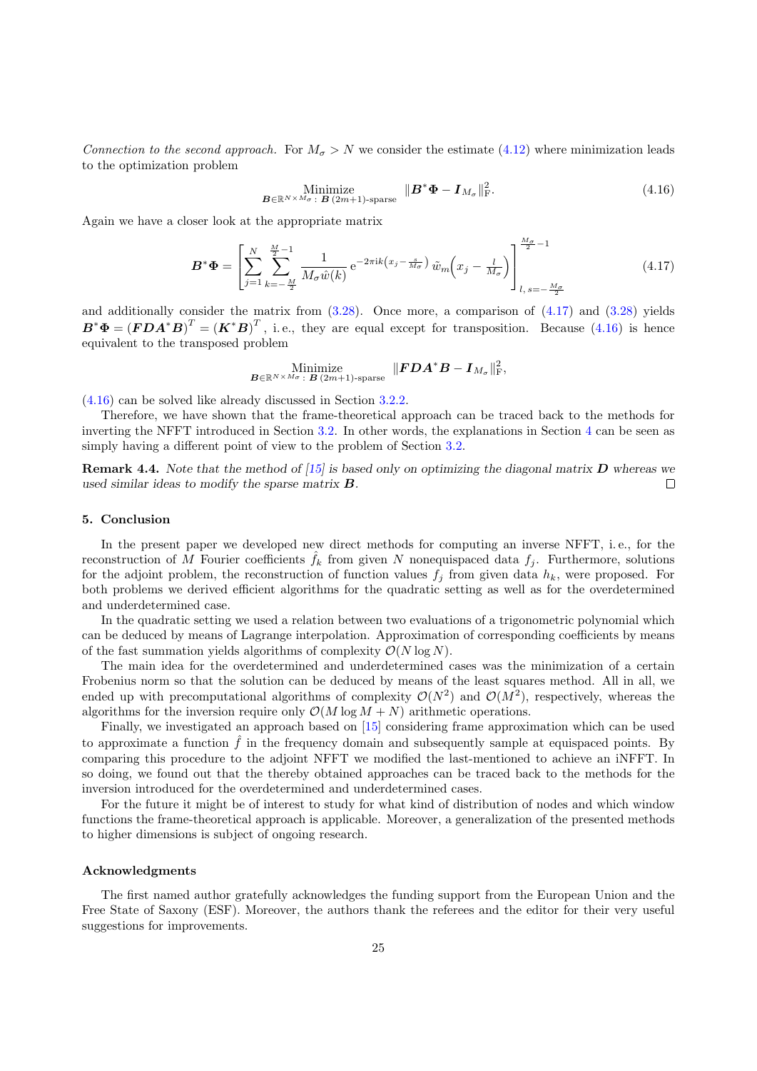*Connection to the second approach.* For $M_\sigma > N$ we consider the estimate (4.12) where minimization leads to the optimization problem

$$\underset{\boldsymbol{B}\in\mathbb{R}^{N\times M_\sigma}:\ \boldsymbol{B}\ (2m+1)\text{-sparse}}{\text{Minimize}} \quad \|\boldsymbol{B}^*\boldsymbol{\Phi} - \boldsymbol{I}_{M_\sigma}\|_{\mathrm{F}}^2. \tag{4.16}$$

Again we have a closer look at the appropriate matrix

$$\boldsymbol{B}^*\boldsymbol{\Phi} = \left[\sum_{j=1}^{N}\sum_{k=-\frac{M}{2}}^{\frac{M}{2}-1} \frac{1}{M_\sigma \hat{w}(k)}\, \mathrm{e}^{-2\pi \mathrm{i} k\left(x_j - \frac{s}{M_\sigma}\right)}\, \tilde{w}_m\!\left(x_j - \tfrac{l}{M_\sigma}\right)\right]_{l,\,s=-\frac{M_\sigma}{2}}^{\frac{M_\sigma}{2}-1} \tag{4.17}$$

and additionally consider the matrix from (3.28). Once more, a comparison of (4.17) and (3.28) yields $\boldsymbol{B}^*\boldsymbol{\Phi} = \left(\boldsymbol{F}\boldsymbol{D}\boldsymbol{A}^*\boldsymbol{B}\right)^T = \left(\boldsymbol{K}^*\boldsymbol{B}\right)^T$, i. e., they are equal except for transposition. Because (4.16) is hence equivalent to the transposed problem

$$\underset{\boldsymbol{B}\in\mathbb{R}^{N\times M_\sigma}:\ \boldsymbol{B}\ (2m+1)\text{-sparse}}{\text{Minimize}} \quad \|\boldsymbol{F}\boldsymbol{D}\boldsymbol{A}^*\boldsymbol{B} - \boldsymbol{I}_{M_\sigma}\|_{\mathrm{F}}^2,$$

(4.16) can be solved like already discussed in Section 3.2.2.

Therefore, we have shown that the frame-theoretical approach can be traced back to the methods for inverting the NFFT introduced in Section 3.2. In other words, the explanations in Section 4 can be seen as simply having a different point of view to the problem of Section 3.2.

**Remark 4.4.** *Note that the method of [15] is based only on optimizing the diagonal matrix $\boldsymbol{D}$ whereas we used similar ideas to modify the sparse matrix $\boldsymbol{B}$.* □

## 5. Conclusion

In the present paper we developed new direct methods for computing an inverse NFFT, i. e., for the reconstruction of $M$ Fourier coefficients $\hat{f}_k$ from given $N$ nonequispaced data $f_j$. Furthermore, solutions for the adjoint problem, the reconstruction of function values $f_j$ from given data $h_k$, were proposed. For both problems we derived efficient algorithms for the quadratic setting as well as for the overdetermined and underdetermined case.

In the quadratic setting we used a relation between two evaluations of a trigonometric polynomial which can be deduced by means of Lagrange interpolation. Approximation of corresponding coefficients by means of the fast summation yields algorithms of complexity $\mathcal{O}(N\log N)$.

The main idea for the overdetermined and underdetermined cases was the minimization of a certain Frobenius norm so that the solution can be deduced by means of the least squares method. All in all, we ended up with precomputational algorithms of complexity $\mathcal{O}(N^2)$ and $\mathcal{O}(M^2)$, respectively, whereas the algorithms for the inversion require only $\mathcal{O}(M\log M + N)$ arithmetic operations.

Finally, we investigated an approach based on [15] considering frame approximation which can be used to approximate a function $\hat{f}$ in the frequency domain and subsequently sample at equispaced points. By comparing this procedure to the adjoint NFFT we modified the last-mentioned to achieve an iNFFT. In so doing, we found out that the thereby obtained approaches can be traced back to the methods for the inversion introduced for the overdetermined and underdetermined cases.

For the future it might be of interest to study for what kind of distribution of nodes and which window functions the frame-theoretical approach is applicable. Moreover, a generalization of the presented methods to higher dimensions is subject of ongoing research.

### Acknowledgments

The first named author gratefully acknowledges the funding support from the European Union and the Free State of Saxony (ESF). Moreover, the authors thank the referees and the editor for their very useful suggestions for improvements.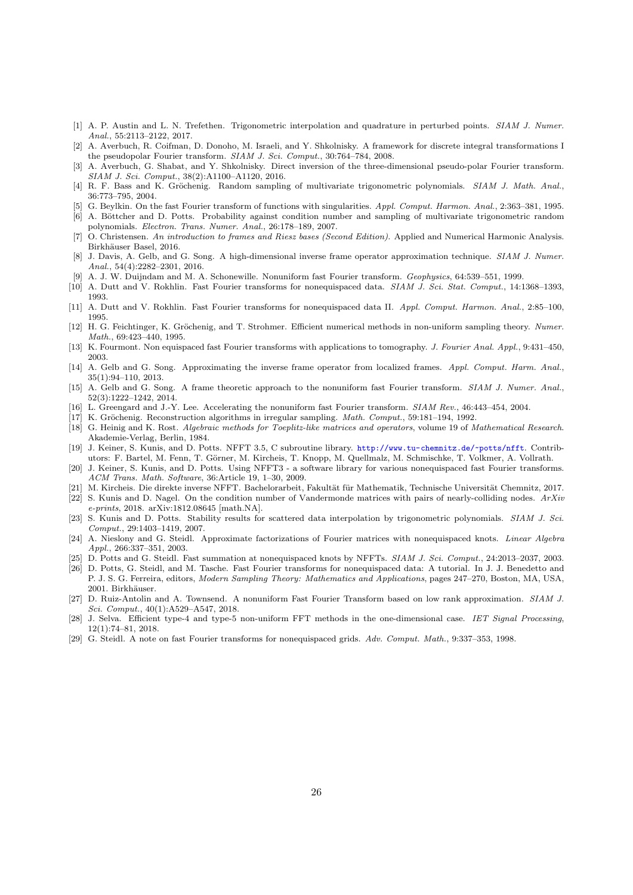[1] A. P. Austin and L. N. Trefethen. Trigonometric interpolation and quadrature in perturbed points. *SIAM J. Numer. Anal.*, 55:2113–2122, 2017.

[2] A. Averbuch, R. Coifman, D. Donoho, M. Israeli, and Y. Shkolnisky. A framework for discrete integral transformations I the pseudopolar Fourier transform. *SIAM J. Sci. Comput.*, 30:764–784, 2008.

[3] A. Averbuch, G. Shabat, and Y. Shkolnisky. Direct inversion of the three-dimensional pseudo-polar Fourier transform. *SIAM J. Sci. Comput.*, 38(2):A1100–A1120, 2016.

[4] R. F. Bass and K. Gröchenig. Random sampling of multivariate trigonometric polynomials. *SIAM J. Math. Anal.*, 36:773–795, 2004.

[5] G. Beylkin. On the fast Fourier transform of functions with singularities. *Appl. Comput. Harmon. Anal.*, 2:363–381, 1995.

[6] A. Böttcher and D. Potts. Probability against condition number and sampling of multivariate trigonometric random polynomials. *Electron. Trans. Numer. Anal.*, 26:178–189, 2007.

[7] O. Christensen. *An introduction to frames and Riesz bases (Second Edition)*. Applied and Numerical Harmonic Analysis. Birkhäuser Basel, 2016.

[8] J. Davis, A. Gelb, and G. Song. A high-dimensional inverse frame operator approximation technique. *SIAM J. Numer. Anal.*, 54(4):2282–2301, 2016.

[9] A. J. W. Duijndam and M. A. Schonewille. Nonuniform fast Fourier transform. *Geophysics*, 64:539–551, 1999.

[10] A. Dutt and V. Rokhlin. Fast Fourier transforms for nonequispaced data. *SIAM J. Sci. Stat. Comput.*, 14:1368–1393, 1993.

[11] A. Dutt and V. Rokhlin. Fast Fourier transforms for nonequispaced data II. *Appl. Comput. Harmon. Anal.*, 2:85–100, 1995.

[12] H. G. Feichtinger, K. Gröchenig, and T. Strohmer. Efficient numerical methods in non-uniform sampling theory. *Numer. Math.*, 69:423–440, 1995.

[13] K. Fourmont. Non equispaced fast Fourier transforms with applications to tomography. *J. Fourier Anal. Appl.*, 9:431–450, 2003.

[14] A. Gelb and G. Song. Approximating the inverse frame operator from localized frames. *Appl. Comput. Harm. Anal.*, 35(1):94–110, 2013.

[15] A. Gelb and G. Song. A frame theoretic approach to the nonuniform fast Fourier transform. *SIAM J. Numer. Anal.*, 52(3):1222–1242, 2014.

[16] L. Greengard and J.-Y. Lee. Accelerating the nonuniform fast Fourier transform. *SIAM Rev.*, 46:443–454, 2004.

[17] K. Gröchenig. Reconstruction algorithms in irregular sampling. *Math. Comput.*, 59:181–194, 1992.

[18] G. Heinig and K. Rost. *Algebraic methods for Toeplitz-like matrices and operators*, volume 19 of *Mathematical Research*. Akademie-Verlag, Berlin, 1984.

[19] J. Keiner, S. Kunis, and D. Potts. NFFT 3.5, C subroutine library. http://www.tu-chemnitz.de/~potts/nfft. Contributors: F. Bartel, M. Fenn, T. Görner, M. Kircheis, T. Knopp, M. Quellmalz, M. Schmischke, T. Volkmer, A. Vollrath.

[20] J. Keiner, S. Kunis, and D. Potts. Using NFFT3 - a software library for various nonequispaced fast Fourier transforms. *ACM Trans. Math. Software*, 36:Article 19, 1–30, 2009.

[21] M. Kircheis. Die direkte inverse NFFT. Bachelorarbeit, Fakultät für Mathematik, Technische Universität Chemnitz, 2017.

[22] S. Kunis and D. Nagel. On the condition number of Vandermonde matrices with pairs of nearly-colliding nodes. *ArXiv e-prints*, 2018. arXiv:1812.08645 [math.NA].

[23] S. Kunis and D. Potts. Stability results for scattered data interpolation by trigonometric polynomials. *SIAM J. Sci. Comput.*, 29:1403–1419, 2007.

[24] A. Nieslony and G. Steidl. Approximate factorizations of Fourier matrices with nonequispaced knots. *Linear Algebra Appl.*, 266:337–351, 2003.

[25] D. Potts and G. Steidl. Fast summation at nonequispaced knots by NFFTs. *SIAM J. Sci. Comput.*, 24:2013–2037, 2003.

[26] D. Potts, G. Steidl, and M. Tasche. Fast Fourier transforms for nonequispaced data: A tutorial. In J. J. Benedetto and P. J. S. G. Ferreira, editors, *Modern Sampling Theory: Mathematics and Applications*, pages 247–270, Boston, MA, USA, 2001. Birkhäuser.

[27] D. Ruiz-Antolin and A. Townsend. A nonuniform Fast Fourier Transform based on low rank approximation. *SIAM J. Sci. Comput.*, 40(1):A529–A547, 2018.

[28] J. Selva. Efficient type-4 and type-5 non-uniform FFT methods in the one-dimensional case. *IET Signal Processing*, 12(1):74–81, 2018.

[29] G. Steidl. A note on fast Fourier transforms for nonequispaced grids. *Adv. Comput. Math.*, 9:337–353, 1998.